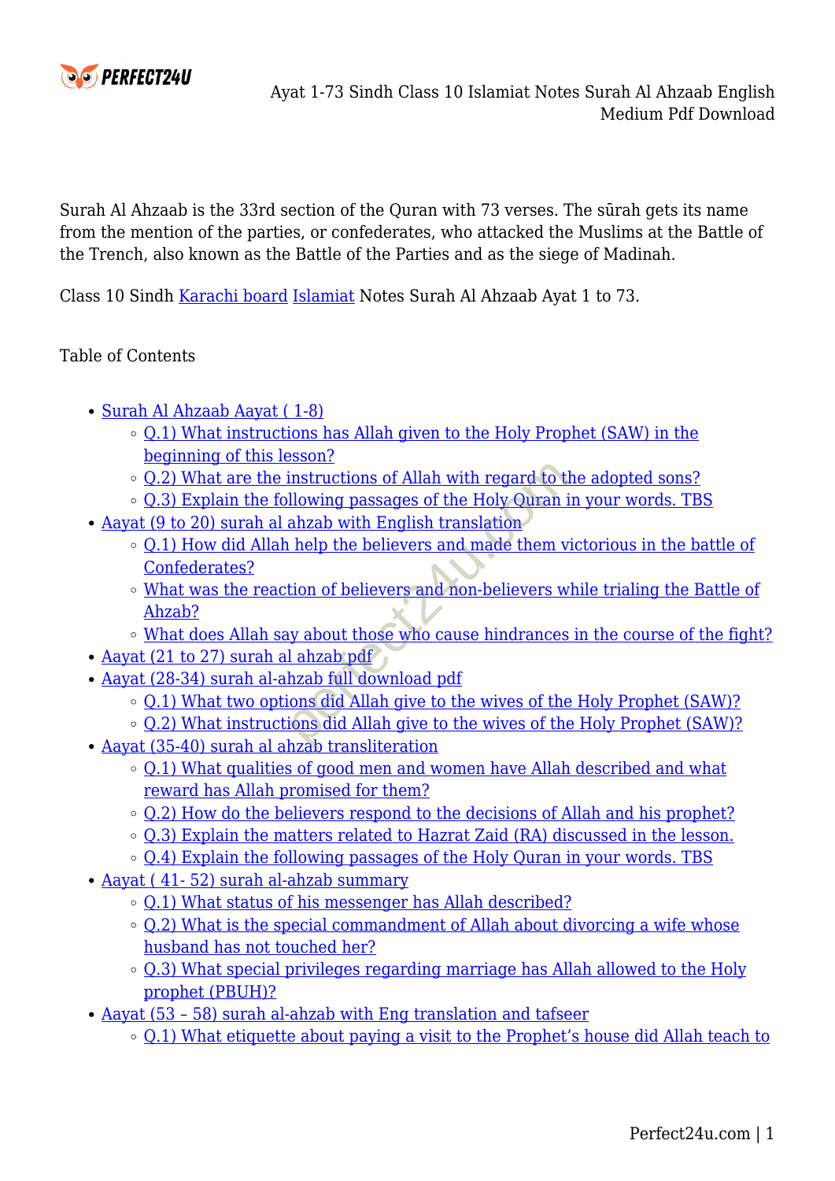Surah Al Ahzaab is the 33rd section of the Quran with 73 verses. The sūrah gets its name from the mention of the parties, or confederates, who attacked the Muslims at the Battle of the Trench, also known as the Battle of the Parties and as the siege of Madinah.

Class 10 Sindh Karachi board Islamiat Notes Surah Al Ahzaab Ayat 1 to 73.

Table of Contents

- Surah Al Ahzaab Aayat ( 1-8)
  - Q.1) What instructions has Allah given to the Holy Prophet (SAW) in the beginning of this lesson?
  - Q.2) What are the instructions of Allah with regard to the adopted sons?
  - Q.3) Explain the following passages of the Holy Quran in your words. TBS
- Aayat (9 to 20) surah al ahzab with English translation
  - Q.1) How did Allah help the believers and made them victorious in the battle of Confederates?
  - What was the reaction of believers and non-believers while trialing the Battle of Ahzab?
  - What does Allah say about those who cause hindrances in the course of the fight?
- Aayat (21 to 27) surah al ahzab pdf
- Aayat (28-34) surah al-ahzab full download pdf
  - Q.1) What two options did Allah give to the wives of the Holy Prophet (SAW)?
  - Q.2) What instructions did Allah give to the wives of the Holy Prophet (SAW)?
- Aayat (35-40) surah al ahzab transliteration
  - Q.1) What qualities of good men and women have Allah described and what reward has Allah promised for them?
  - Q.2) How do the believers respond to the decisions of Allah and his prophet?
  - Q.3) Explain the matters related to Hazrat Zaid (RA) discussed in the lesson.
  - Q.4) Explain the following passages of the Holy Quran in your words. TBS
- Aayat ( 41- 52) surah al-ahzab summary
  - Q.1) What status of his messenger has Allah described?
  - Q.2) What is the special commandment of Allah about divorcing a wife whose husband has not touched her?
  - Q.3) What special privileges regarding marriage has Allah allowed to the Holy prophet (PBUH)?
- Aayat (53 – 58) surah al-ahzab with Eng translation and tafseer
  - Q.1) What etiquette about paying a visit to the Prophet's house did Allah teach to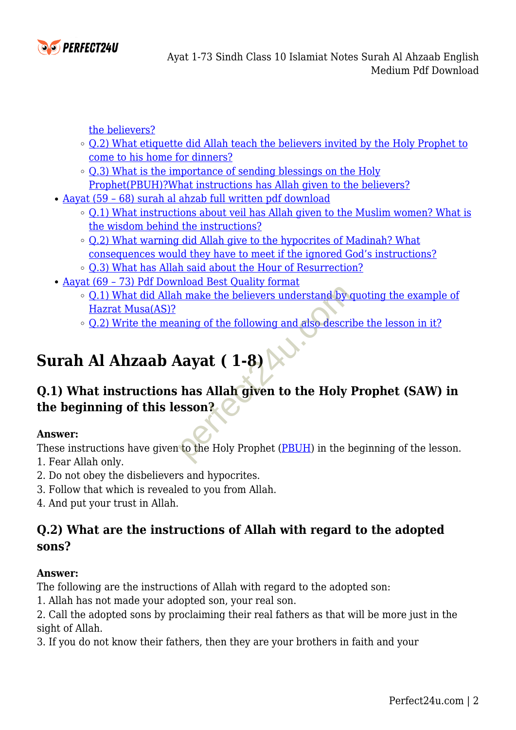- the believers?
    - Q.2) What etiquette did Allah teach the believers invited by the Holy Prophet to come to his home for dinners?
    - Q.3) What is the importance of sending blessings on the Holy Prophet(PBUH)?What instructions has Allah given to the believers?
- Aayat (59 – 68) surah al ahzab full written pdf download
    - Q.1) What instructions about veil has Allah given to the Muslim women? What is the wisdom behind the instructions?
    - Q.2) What warning did Allah give to the hypocrites of Madinah? What consequences would they have to meet if the ignored God's instructions?
    - Q.3) What has Allah said about the Hour of Resurrection?
- Aayat (69 – 73) Pdf Download Best Quality format
    - Q.1) What did Allah make the believers understand by quoting the example of Hazrat Musa(AS)?
    - Q.2) Write the meaning of the following and also describe the lesson in it?

# Surah Al Ahzaab Aayat ( 1-8)

## Q.1) What instructions has Allah given to the Holy Prophet (SAW) in the beginning of this lesson?

**Answer:**
These instructions have given to the Holy Prophet (PBUH) in the beginning of the lesson.
1. Fear Allah only.
2. Do not obey the disbelievers and hypocrites.
3. Follow that which is revealed to you from Allah.
4. And put your trust in Allah.

## Q.2) What are the instructions of Allah with regard to the adopted sons?

**Answer:**
The following are the instructions of Allah with regard to the adopted son:
1. Allah has not made your adopted son, your real son.
2. Call the adopted sons by proclaiming their real fathers as that will be more just in the sight of Allah.
3. If you do not know their fathers, then they are your brothers in faith and your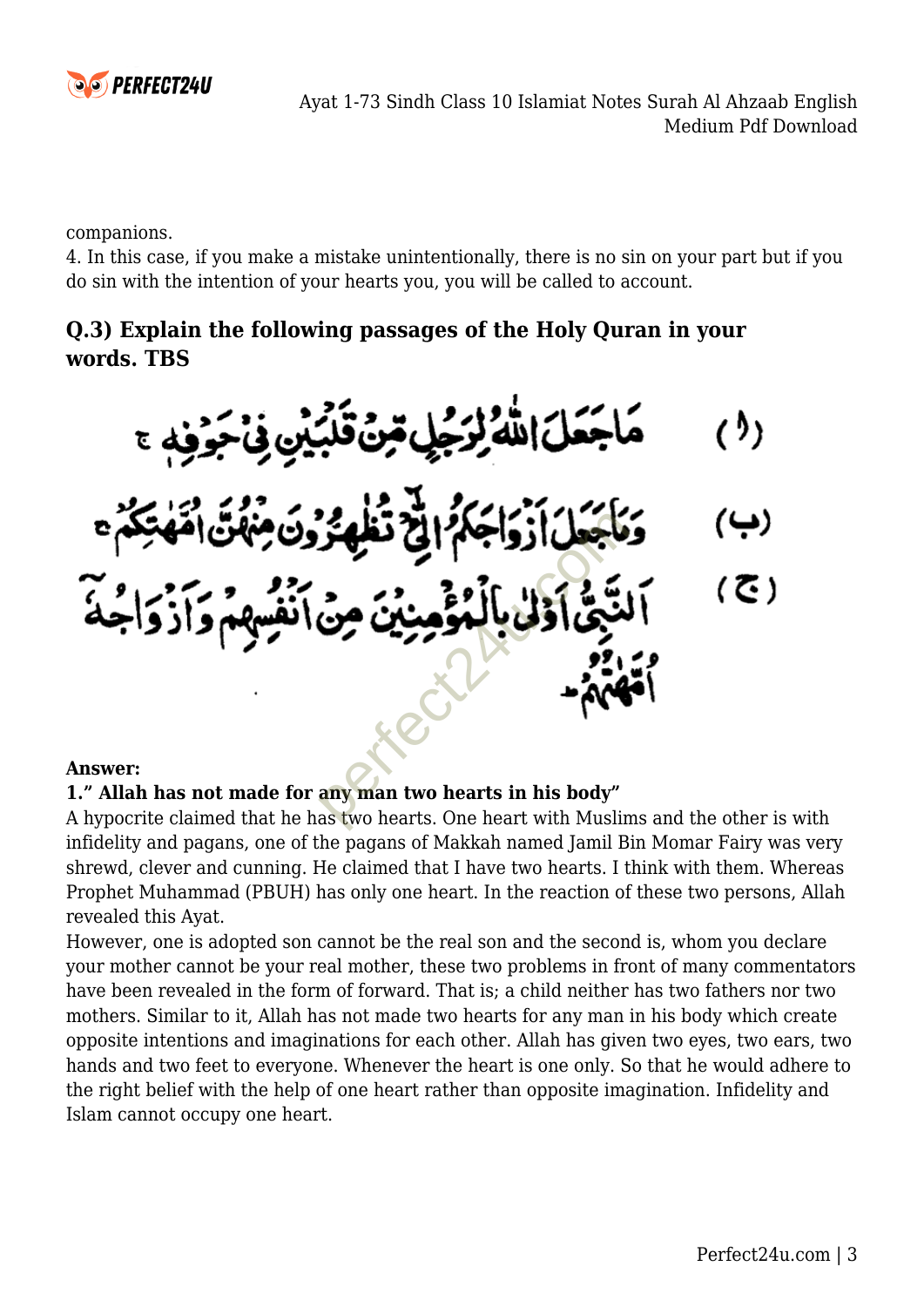companions.

4. In this case, if you make a mistake unintentionally, there is no sin on your part but if you do sin with the intention of your hearts you, you will be called to account.

## Q.3) Explain the following passages of the Holy Quran in your words. TBS

(ا) مَا جَعَلَ اللّٰهُ لِرَجُلٍ مِّنْ قَلْبَيْنِ فِيْ جَوْفِهٖ ۚ

(ب) وَمَا جَعَلَ اَزْوَاجَكُمُ الّٰٓـئِْ تُظٰهِرُوْنَ مِنْهُنَّ اُمَّهٰتِكُمْ ۚ

(ج) اَلنَّبِيُّ اَوْلٰى بِالْمُؤْمِنِيْنَ مِنْ اَنْفُسِهِمْ وَاَزْوَاجُهٗۤ اُمَّهٰتُهُمْ ۔

**Answer:**

**1." Allah has not made for any man two hearts in his body"**

A hypocrite claimed that he has two hearts. One heart with Muslims and the other is with infidelity and pagans, one of the pagans of Makkah named Jamil Bin Momar Fairy was very shrewd, clever and cunning. He claimed that I have two hearts. I think with them. Whereas Prophet Muhammad (PBUH) has only one heart. In the reaction of these two persons, Allah revealed this Ayat.

However, one is adopted son cannot be the real son and the second is, whom you declare your mother cannot be your real mother, these two problems in front of many commentators have been revealed in the form of forward. That is; a child neither has two fathers nor two mothers. Similar to it, Allah has not made two hearts for any man in his body which create opposite intentions and imaginations for each other. Allah has given two eyes, two ears, two hands and two feet to everyone. Whenever the heart is one only. So that he would adhere to the right belief with the help of one heart rather than opposite imagination. Infidelity and Islam cannot occupy one heart.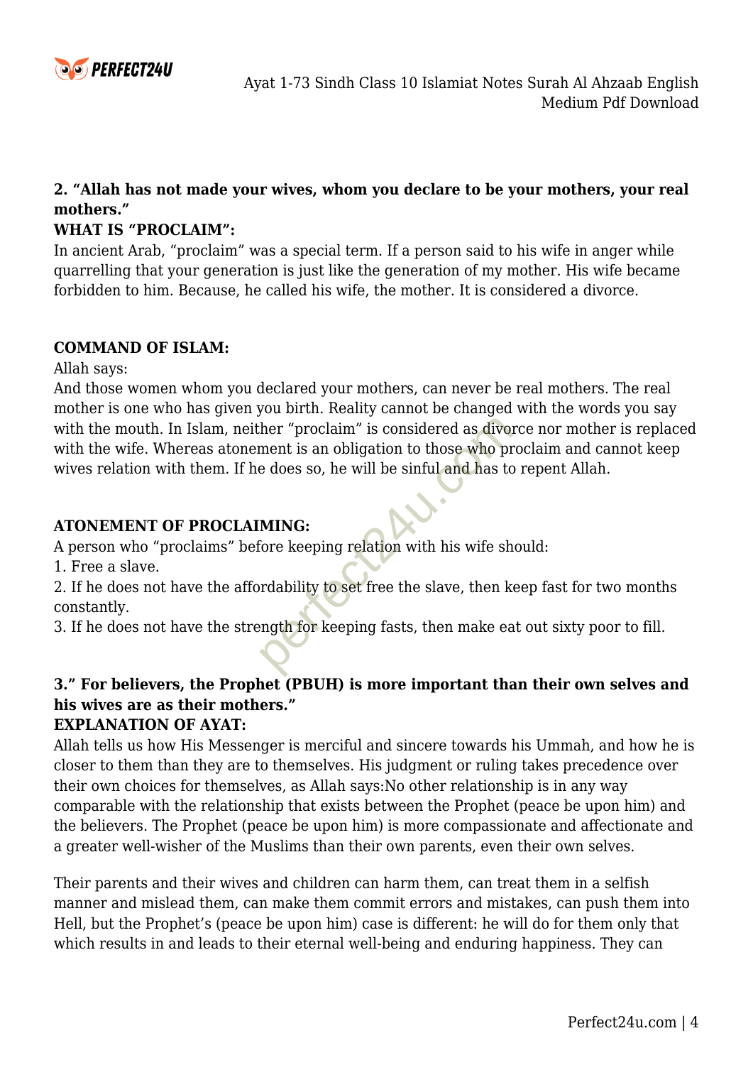**2. "Allah has not made your wives, whom you declare to be your mothers, your real mothers."**

**WHAT IS "PROCLAIM":**

In ancient Arab, "proclaim" was a special term. If a person said to his wife in anger while quarrelling that your generation is just like the generation of my mother. His wife became forbidden to him. Because, he called his wife, the mother. It is considered a divorce.

**COMMAND OF ISLAM:**

Allah says:

And those women whom you declared your mothers, can never be real mothers. The real mother is one who has given you birth. Reality cannot be changed with the words you say with the mouth. In Islam, neither "proclaim" is considered as divorce nor mother is replaced with the wife. Whereas atonement is an obligation to those who proclaim and cannot keep wives relation with them. If he does so, he will be sinful and has to repent Allah.

**ATONEMENT OF PROCLAIMING:**

A person who "proclaims" before keeping relation with his wife should:

1. Free a slave.
2. If he does not have the affordability to set free the slave, then keep fast for two months constantly.
3. If he does not have the strength for keeping fasts, then make eat out sixty poor to fill.

**3." For believers, the Prophet (PBUH) is more important than their own selves and his wives are as their mothers."**

**EXPLANATION OF AYAT:**

Allah tells us how His Messenger is merciful and sincere towards his Ummah, and how he is closer to them than they are to themselves. His judgment or ruling takes precedence over their own choices for themselves, as Allah says:No other relationship is in any way comparable with the relationship that exists between the Prophet (peace be upon him) and the believers. The Prophet (peace be upon him) is more compassionate and affectionate and a greater well-wisher of the Muslims than their own parents, even their own selves.

Their parents and their wives and children can harm them, can treat them in a selfish manner and mislead them, can make them commit errors and mistakes, can push them into Hell, but the Prophet's (peace be upon him) case is different: he will do for them only that which results in and leads to their eternal well-being and enduring happiness. They can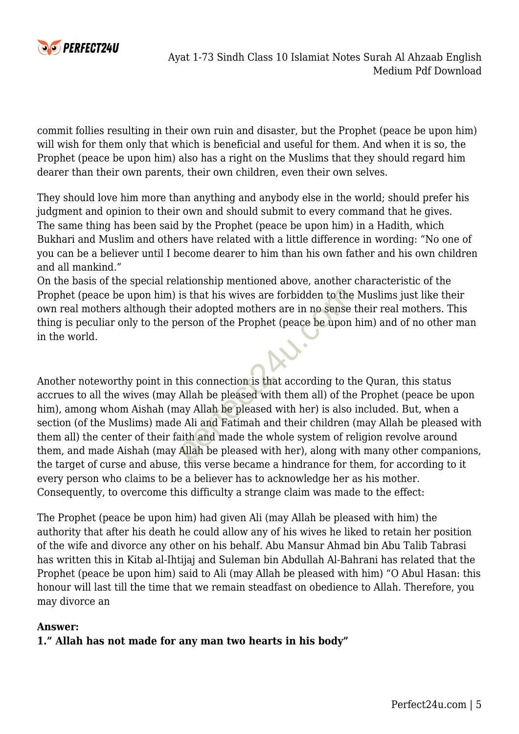commit follies resulting in their own ruin and disaster, but the Prophet (peace be upon him) will wish for them only that which is beneficial and useful for them. And when it is so, the Prophet (peace be upon him) also has a right on the Muslims that they should regard him dearer than their own parents, their own children, even their own selves.

They should love him more than anything and anybody else in the world; should prefer his judgment and opinion to their own and should submit to every command that he gives. The same thing has been said by the Prophet (peace be upon him) in a Hadith, which Bukhari and Muslim and others have related with a little difference in wording: "No one of you can be a believer until I become dearer to him than his own father and his own children and all mankind."
On the basis of the special relationship mentioned above, another characteristic of the Prophet (peace be upon him) is that his wives are forbidden to the Muslims just like their own real mothers although their adopted mothers are in no sense their real mothers. This thing is peculiar only to the person of the Prophet (peace be upon him) and of no other man in the world.

Another noteworthy point in this connection is that according to the Quran, this status accrues to all the wives (may Allah be pleased with them all) of the Prophet (peace be upon him), among whom Aishah (may Allah be pleased with her) is also included. But, when a section (of the Muslims) made Ali and Fatimah and their children (may Allah be pleased with them all) the center of their faith and made the whole system of religion revolve around them, and made Aishah (may Allah be pleased with her), along with many other companions, the target of curse and abuse, this verse became a hindrance for them, for according to it every person who claims to be a believer has to acknowledge her as his mother. Consequently, to overcome this difficulty a strange claim was made to the effect:

The Prophet (peace be upon him) had given Ali (may Allah be pleased with him) the authority that after his death he could allow any of his wives he liked to retain her position of the wife and divorce any other on his behalf. Abu Mansur Ahmad bin Abu Talib Tabrasi has written this in Kitab al-Ihtijaj and Suleman bin Abdullah Al-Bahrani has related that the Prophet (peace be upon him) said to Ali (may Allah be pleased with him) "O Abul Hasan: this honour will last till the time that we remain steadfast on obedience to Allah. Therefore, you may divorce an

**Answer:**
**1." Allah has not made for any man two hearts in his body"**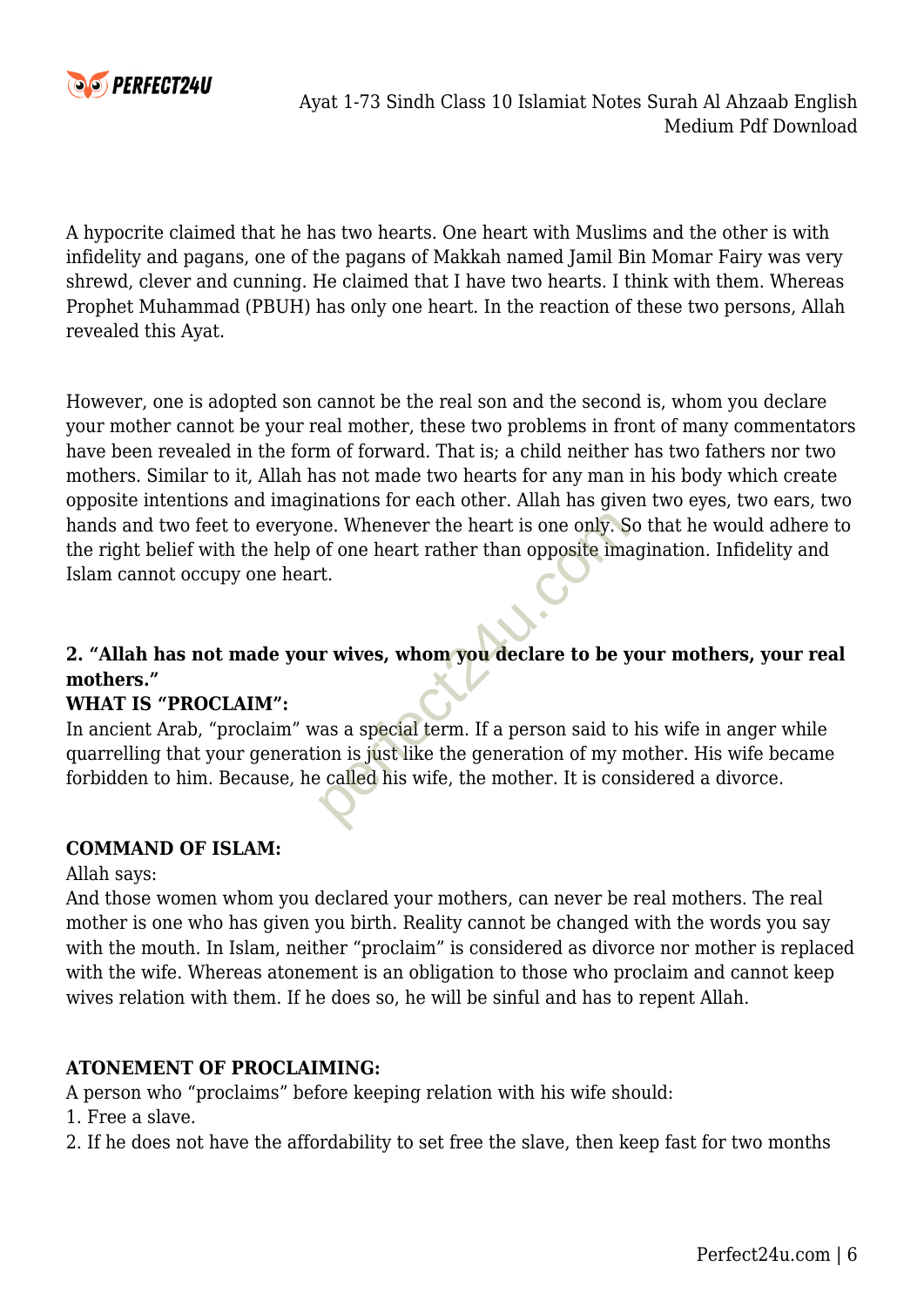A hypocrite claimed that he has two hearts. One heart with Muslims and the other is with infidelity and pagans, one of the pagans of Makkah named Jamil Bin Momar Fairy was very shrewd, clever and cunning. He claimed that I have two hearts. I think with them. Whereas Prophet Muhammad (PBUH) has only one heart. In the reaction of these two persons, Allah revealed this Ayat.

However, one is adopted son cannot be the real son and the second is, whom you declare your mother cannot be your real mother, these two problems in front of many commentators have been revealed in the form of forward. That is; a child neither has two fathers nor two mothers. Similar to it, Allah has not made two hearts for any man in his body which create opposite intentions and imaginations for each other. Allah has given two eyes, two ears, two hands and two feet to everyone. Whenever the heart is one only. So that he would adhere to the right belief with the help of one heart rather than opposite imagination. Infidelity and Islam cannot occupy one heart.

**2. "Allah has not made your wives, whom you declare to be your mothers, your real mothers."**

**WHAT IS "PROCLAIM":**

In ancient Arab, "proclaim" was a special term. If a person said to his wife in anger while quarrelling that your generation is just like the generation of my mother. His wife became forbidden to him. Because, he called his wife, the mother. It is considered a divorce.

**COMMAND OF ISLAM:**

Allah says:

And those women whom you declared your mothers, can never be real mothers. The real mother is one who has given you birth. Reality cannot be changed with the words you say with the mouth. In Islam, neither "proclaim" is considered as divorce nor mother is replaced with the wife. Whereas atonement is an obligation to those who proclaim and cannot keep wives relation with them. If he does so, he will be sinful and has to repent Allah.

**ATONEMENT OF PROCLAIMING:**

A person who "proclaims" before keeping relation with his wife should:

1. Free a slave.
2. If he does not have the affordability to set free the slave, then keep fast for two months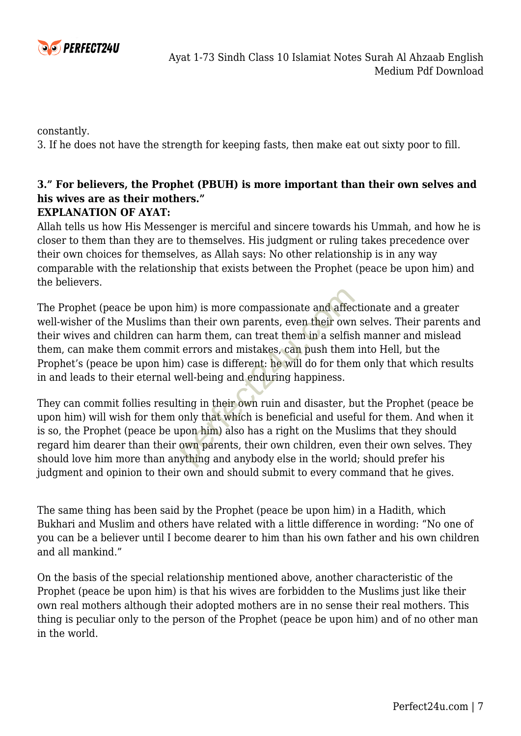constantly.
3. If he does not have the strength for keeping fasts, then make eat out sixty poor to fill.

**3." For believers, the Prophet (PBUH) is more important than their own selves and his wives are as their mothers."**
**EXPLANATION OF AYAT:**
Allah tells us how His Messenger is merciful and sincere towards his Ummah, and how he is closer to them than they are to themselves. His judgment or ruling takes precedence over their own choices for themselves, as Allah says: No other relationship is in any way comparable with the relationship that exists between the Prophet (peace be upon him) and the believers.

The Prophet (peace be upon him) is more compassionate and affectionate and a greater well-wisher of the Muslims than their own parents, even their own selves. Their parents and their wives and children can harm them, can treat them in a selfish manner and mislead them, can make them commit errors and mistakes, can push them into Hell, but the Prophet's (peace be upon him) case is different: he will do for them only that which results in and leads to their eternal well-being and enduring happiness.

They can commit follies resulting in their own ruin and disaster, but the Prophet (peace be upon him) will wish for them only that which is beneficial and useful for them. And when it is so, the Prophet (peace be upon him) also has a right on the Muslims that they should regard him dearer than their own parents, their own children, even their own selves. They should love him more than anything and anybody else in the world; should prefer his judgment and opinion to their own and should submit to every command that he gives.

The same thing has been said by the Prophet (peace be upon him) in a Hadith, which Bukhari and Muslim and others have related with a little difference in wording: "No one of you can be a believer until I become dearer to him than his own father and his own children and all mankind."

On the basis of the special relationship mentioned above, another characteristic of the Prophet (peace be upon him) is that his wives are forbidden to the Muslims just like their own real mothers although their adopted mothers are in no sense their real mothers. This thing is peculiar only to the person of the Prophet (peace be upon him) and of no other man in the world.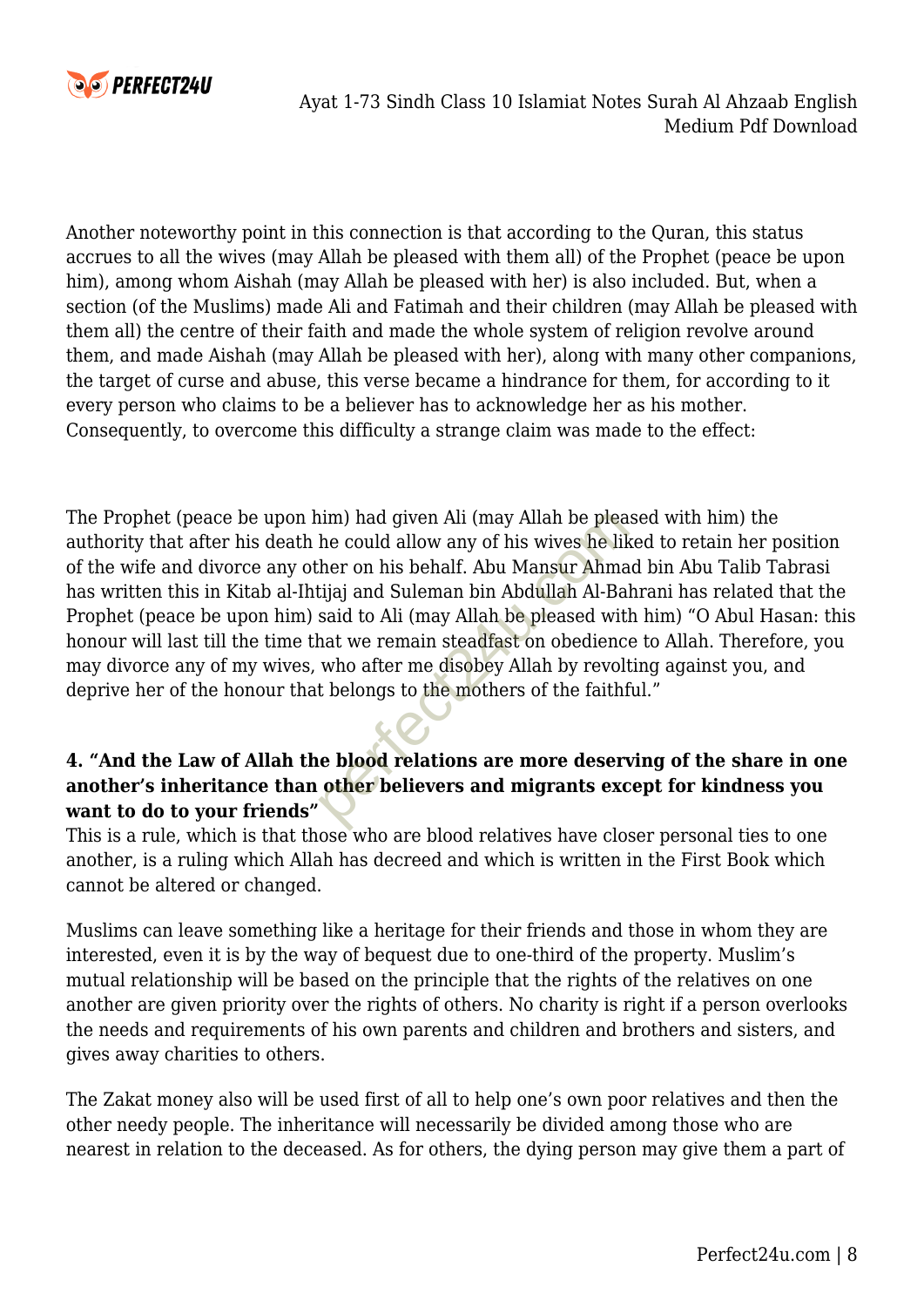Another noteworthy point in this connection is that according to the Quran, this status accrues to all the wives (may Allah be pleased with them all) of the Prophet (peace be upon him), among whom Aishah (may Allah be pleased with her) is also included. But, when a section (of the Muslims) made Ali and Fatimah and their children (may Allah be pleased with them all) the centre of their faith and made the whole system of religion revolve around them, and made Aishah (may Allah be pleased with her), along with many other companions, the target of curse and abuse, this verse became a hindrance for them, for according to it every person who claims to be a believer has to acknowledge her as his mother. Consequently, to overcome this difficulty a strange claim was made to the effect:

The Prophet (peace be upon him) had given Ali (may Allah be pleased with him) the authority that after his death he could allow any of his wives he liked to retain her position of the wife and divorce any other on his behalf. Abu Mansur Ahmad bin Abu Talib Tabrasi has written this in Kitab al-Ihtijaj and Suleman bin Abdullah Al-Bahrani has related that the Prophet (peace be upon him) said to Ali (may Allah be pleased with him) "O Abul Hasan: this honour will last till the time that we remain steadfast on obedience to Allah. Therefore, you may divorce any of my wives, who after me disobey Allah by revolting against you, and deprive her of the honour that belongs to the mothers of the faithful."

**4. "And the Law of Allah the blood relations are more deserving of the share in one another's inheritance than other believers and migrants except for kindness you want to do to your friends"**

This is a rule, which is that those who are blood relatives have closer personal ties to one another, is a ruling which Allah has decreed and which is written in the First Book which cannot be altered or changed.

Muslims can leave something like a heritage for their friends and those in whom they are interested, even it is by the way of bequest due to one-third of the property. Muslim's mutual relationship will be based on the principle that the rights of the relatives on one another are given priority over the rights of others. No charity is right if a person overlooks the needs and requirements of his own parents and children and brothers and sisters, and gives away charities to others.

The Zakat money also will be used first of all to help one's own poor relatives and then the other needy people. The inheritance will necessarily be divided among those who are nearest in relation to the deceased. As for others, the dying person may give them a part of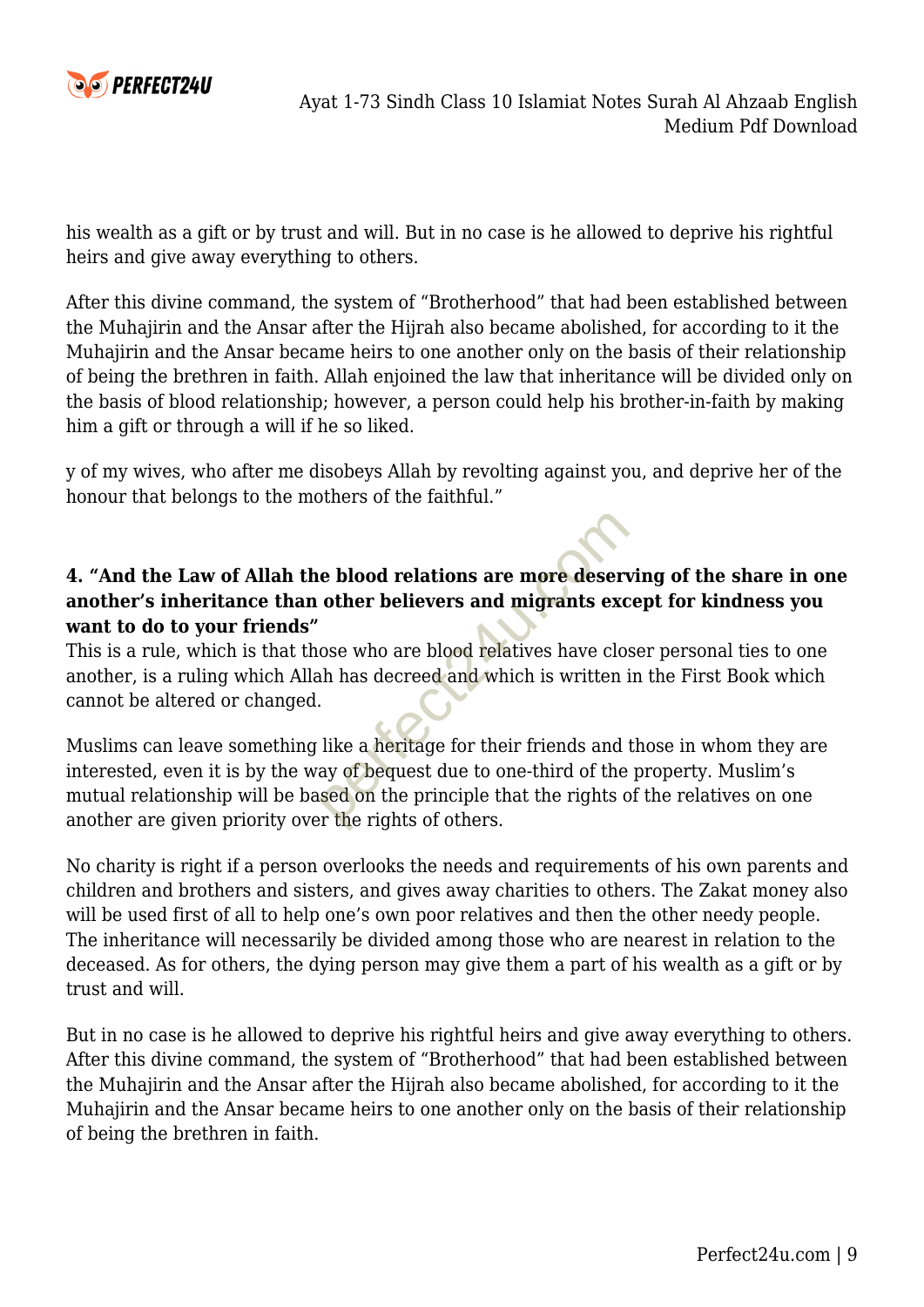his wealth as a gift or by trust and will. But in no case is he allowed to deprive his rightful heirs and give away everything to others.

After this divine command, the system of "Brotherhood" that had been established between the Muhajirin and the Ansar after the Hijrah also became abolished, for according to it the Muhajirin and the Ansar became heirs to one another only on the basis of their relationship of being the brethren in faith. Allah enjoined the law that inheritance will be divided only on the basis of blood relationship; however, a person could help his brother-in-faith by making him a gift or through a will if he so liked.

y of my wives, who after me disobeys Allah by revolting against you, and deprive her of the honour that belongs to the mothers of the faithful."

**4. "And the Law of Allah the blood relations are more deserving of the share in one another's inheritance than other believers and migrants except for kindness you want to do to your friends"**

This is a rule, which is that those who are blood relatives have closer personal ties to one another, is a ruling which Allah has decreed and which is written in the First Book which cannot be altered or changed.

Muslims can leave something like a heritage for their friends and those in whom they are interested, even it is by the way of bequest due to one-third of the property. Muslim's mutual relationship will be based on the principle that the rights of the relatives on one another are given priority over the rights of others.

No charity is right if a person overlooks the needs and requirements of his own parents and children and brothers and sisters, and gives away charities to others. The Zakat money also will be used first of all to help one's own poor relatives and then the other needy people. The inheritance will necessarily be divided among those who are nearest in relation to the deceased. As for others, the dying person may give them a part of his wealth as a gift or by trust and will.

But in no case is he allowed to deprive his rightful heirs and give away everything to others. After this divine command, the system of "Brotherhood" that had been established between the Muhajirin and the Ansar after the Hijrah also became abolished, for according to it the Muhajirin and the Ansar became heirs to one another only on the basis of their relationship of being the brethren in faith.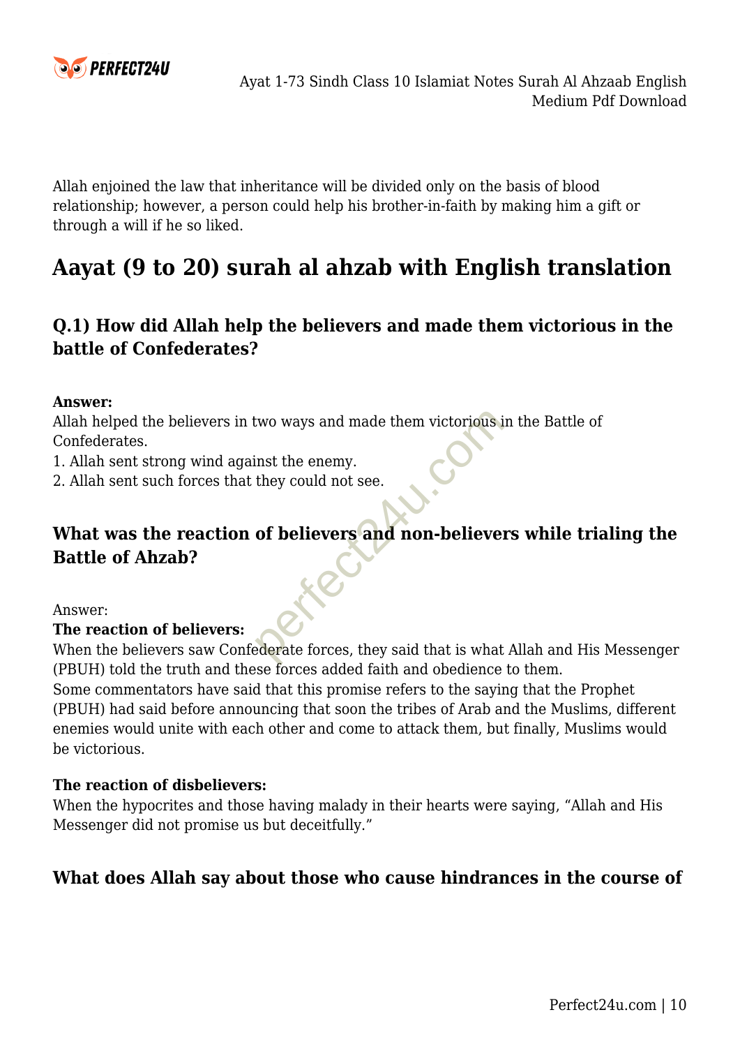Allah enjoined the law that inheritance will be divided only on the basis of blood relationship; however, a person could help his brother-in-faith by making him a gift or through a will if he so liked.

## Aayat (9 to 20) surah al ahzab with English translation

### Q.1) How did Allah help the believers and made them victorious in the battle of Confederates?

**Answer:**
Allah helped the believers in two ways and made them victorious in the Battle of Confederates.
1. Allah sent strong wind against the enemy.
2. Allah sent such forces that they could not see.

### What was the reaction of believers and non-believers while trialing the Battle of Ahzab?

Answer:
**The reaction of believers:**
When the believers saw Confederate forces, they said that is what Allah and His Messenger (PBUH) told the truth and these forces added faith and obedience to them.
Some commentators have said that this promise refers to the saying that the Prophet (PBUH) had said before announcing that soon the tribes of Arab and the Muslims, different enemies would unite with each other and come to attack them, but finally, Muslims would be victorious.

**The reaction of disbelievers:**
When the hypocrites and those having malady in their hearts were saying, "Allah and His Messenger did not promise us but deceitfully."

### What does Allah say about those who cause hindrances in the course of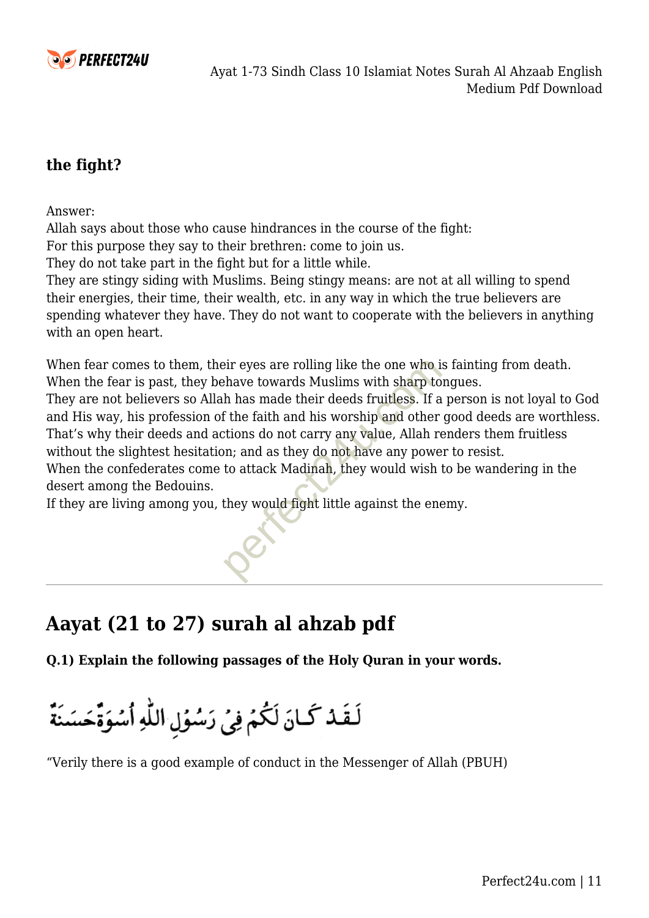**the fight?**

Answer:
Allah says about those who cause hindrances in the course of the fight:
For this purpose they say to their brethren: come to join us.
They do not take part in the fight but for a little while.
They are stingy siding with Muslims. Being stingy means: are not at all willing to spend their energies, their time, their wealth, etc. in any way in which the true believers are spending whatever they have. They do not want to cooperate with the believers in anything with an open heart.

When fear comes to them, their eyes are rolling like the one who is fainting from death.
When the fear is past, they behave towards Muslims with sharp tongues.
They are not believers so Allah has made their deeds fruitless. If a person is not loyal to God and His way, his profession of the faith and his worship and other good deeds are worthless.
That's why their deeds and actions do not carry any value, Allah renders them fruitless without the slightest hesitation; and as they do not have any power to resist.
When the confederates come to attack Madinah, they would wish to be wandering in the desert among the Bedouins.
If they are living among you, they would fight little against the enemy.

---

## Aayat (21 to 27) surah al ahzab pdf

**Q.1) Explain the following passages of the Holy Quran in your words.**

لَقَدْ كَانَ لَكُمْ فِيْ رَسُوْلِ اللّٰهِ اُسْوَةٌ حَسَنَةٌ

"Verily there is a good example of conduct in the Messenger of Allah (PBUH)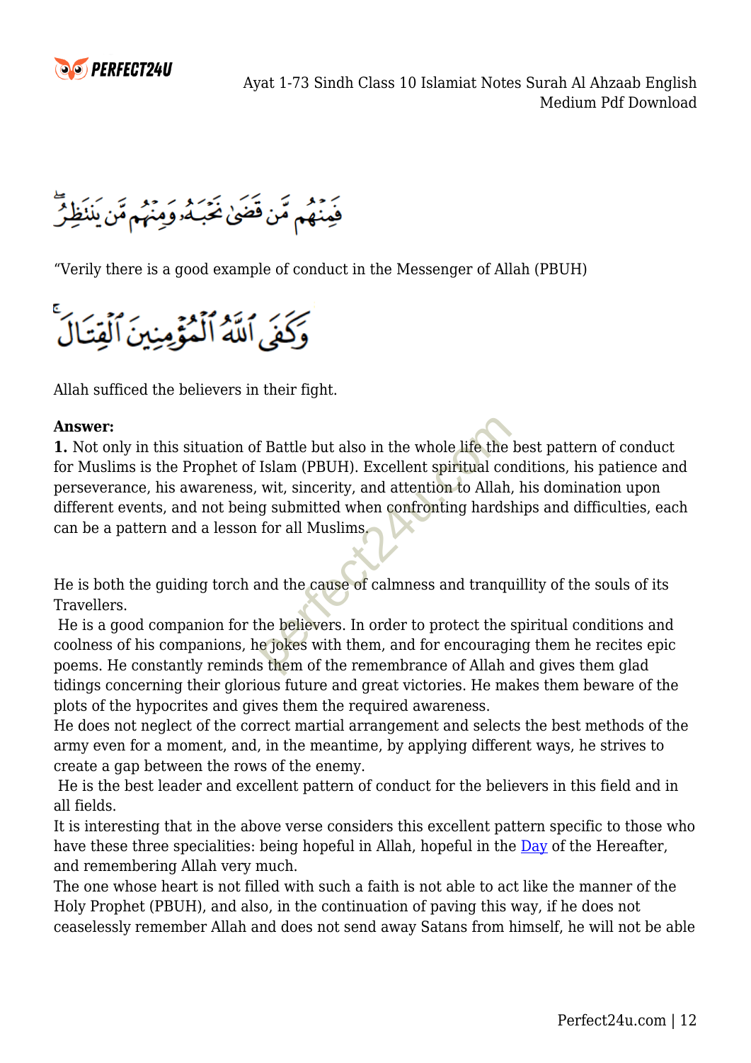فَمِنْهُم مَّن قَضَىٰ نَحْبَهُۥ وَمِنْهُم مَّن يَنتَظِرُ

"Verily there is a good example of conduct in the Messenger of Allah (PBUH)

وَكَفَى ٱللَّهُ ٱلْمُؤْمِنِينَ ٱلْقِتَالَ

Allah sufficed the believers in their fight.

**Answer:**
**1.** Not only in this situation of Battle but also in the whole life the best pattern of conduct for Muslims is the Prophet of Islam (PBUH). Excellent spiritual conditions, his patience and perseverance, his awareness, wit, sincerity, and attention to Allah, his domination upon different events, and not being submitted when confronting hardships and difficulties, each can be a pattern and a lesson for all Muslims.

He is both the guiding torch and the cause of calmness and tranquillity of the souls of its Travellers.
He is a good companion for the believers. In order to protect the spiritual conditions and coolness of his companions, he jokes with them, and for encouraging them he recites epic poems. He constantly reminds them of the remembrance of Allah and gives them glad tidings concerning their glorious future and great victories. He makes them beware of the plots of the hypocrites and gives them the required awareness.
He does not neglect of the correct martial arrangement and selects the best methods of the army even for a moment, and, in the meantime, by applying different ways, he strives to create a gap between the rows of the enemy.
He is the best leader and excellent pattern of conduct for the believers in this field and in all fields.
It is interesting that in the above verse considers this excellent pattern specific to those who have these three specialities: being hopeful in Allah, hopeful in the Day of the Hereafter, and remembering Allah very much.
The one whose heart is not filled with such a faith is not able to act like the manner of the Holy Prophet (PBUH), and also, in the continuation of paving this way, if he does not ceaselessly remember Allah and does not send away Satans from himself, he will not be able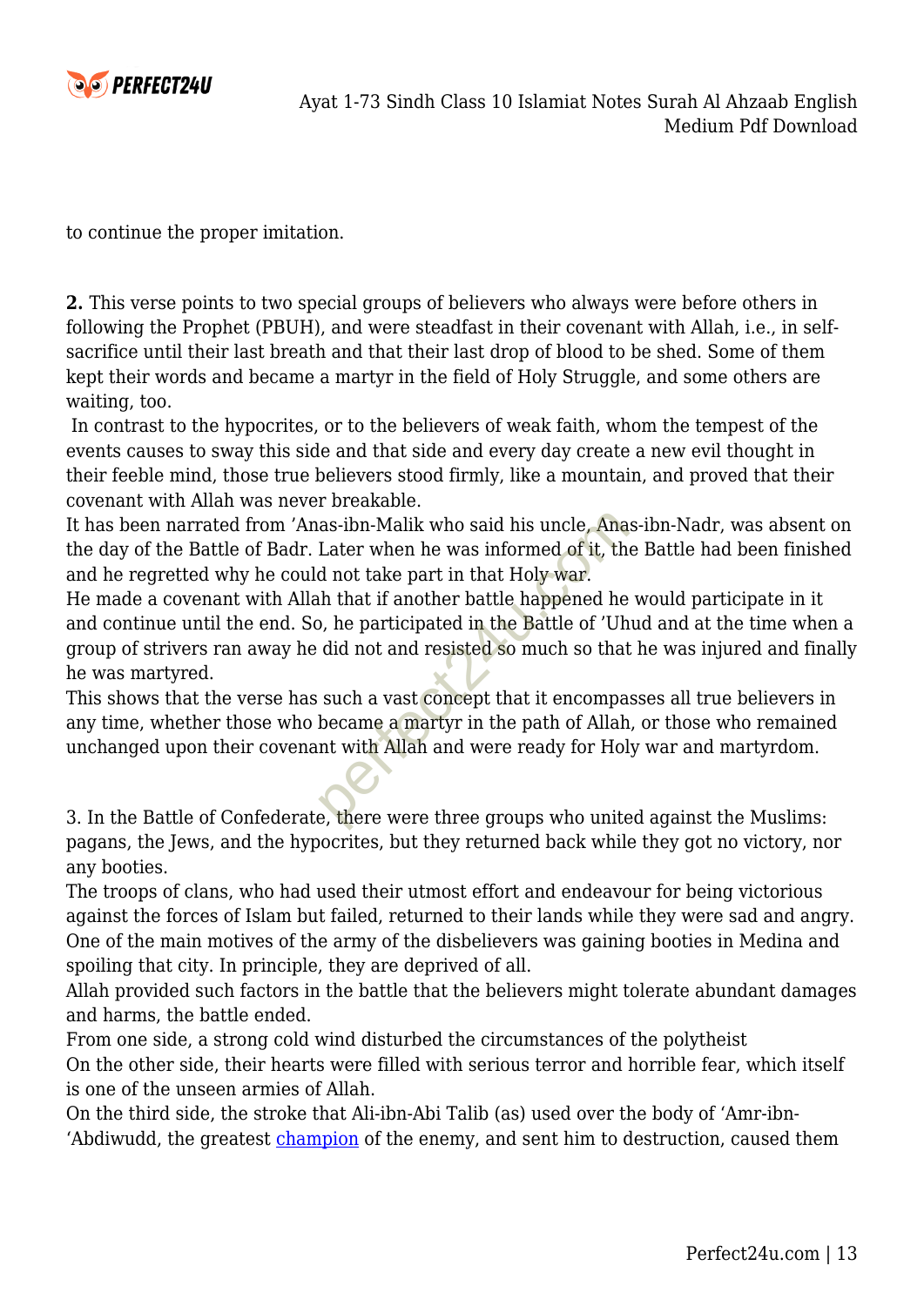to continue the proper imitation.

**2.** This verse points to two special groups of believers who always were before others in following the Prophet (PBUH), and were steadfast in their covenant with Allah, i.e., in self-sacrifice until their last breath and that their last drop of blood to be shed. Some of them kept their words and became a martyr in the field of Holy Struggle, and some others are waiting, too.

In contrast to the hypocrites, or to the believers of weak faith, whom the tempest of the events causes to sway this side and that side and every day create a new evil thought in their feeble mind, those true believers stood firmly, like a mountain, and proved that their covenant with Allah was never breakable.

It has been narrated from 'Anas-ibn-Malik who said his uncle, Anas-ibn-Nadr, was absent on the day of the Battle of Badr. Later when he was informed of it, the Battle had been finished and he regretted why he could not take part in that Holy war.

He made a covenant with Allah that if another battle happened he would participate in it and continue until the end. So, he participated in the Battle of 'Uhud and at the time when a group of strivers ran away he did not and resisted so much so that he was injured and finally he was martyred.

This shows that the verse has such a vast concept that it encompasses all true believers in any time, whether those who became a martyr in the path of Allah, or those who remained unchanged upon their covenant with Allah and were ready for Holy war and martyrdom.

3. In the Battle of Confederate, there were three groups who united against the Muslims: pagans, the Jews, and the hypocrites, but they returned back while they got no victory, nor any booties.

The troops of clans, who had used their utmost effort and endeavour for being victorious against the forces of Islam but failed, returned to their lands while they were sad and angry. One of the main motives of the army of the disbelievers was gaining booties in Medina and spoiling that city. In principle, they are deprived of all.

Allah provided such factors in the battle that the believers might tolerate abundant damages and harms, the battle ended.

From one side, a strong cold wind disturbed the circumstances of the polytheist

On the other side, their hearts were filled with serious terror and horrible fear, which itself is one of the unseen armies of Allah.

On the third side, the stroke that Ali-ibn-Abi Talib (as) used over the body of 'Amr-ibn-'Abdiwudd, the greatest champion of the enemy, and sent him to destruction, caused them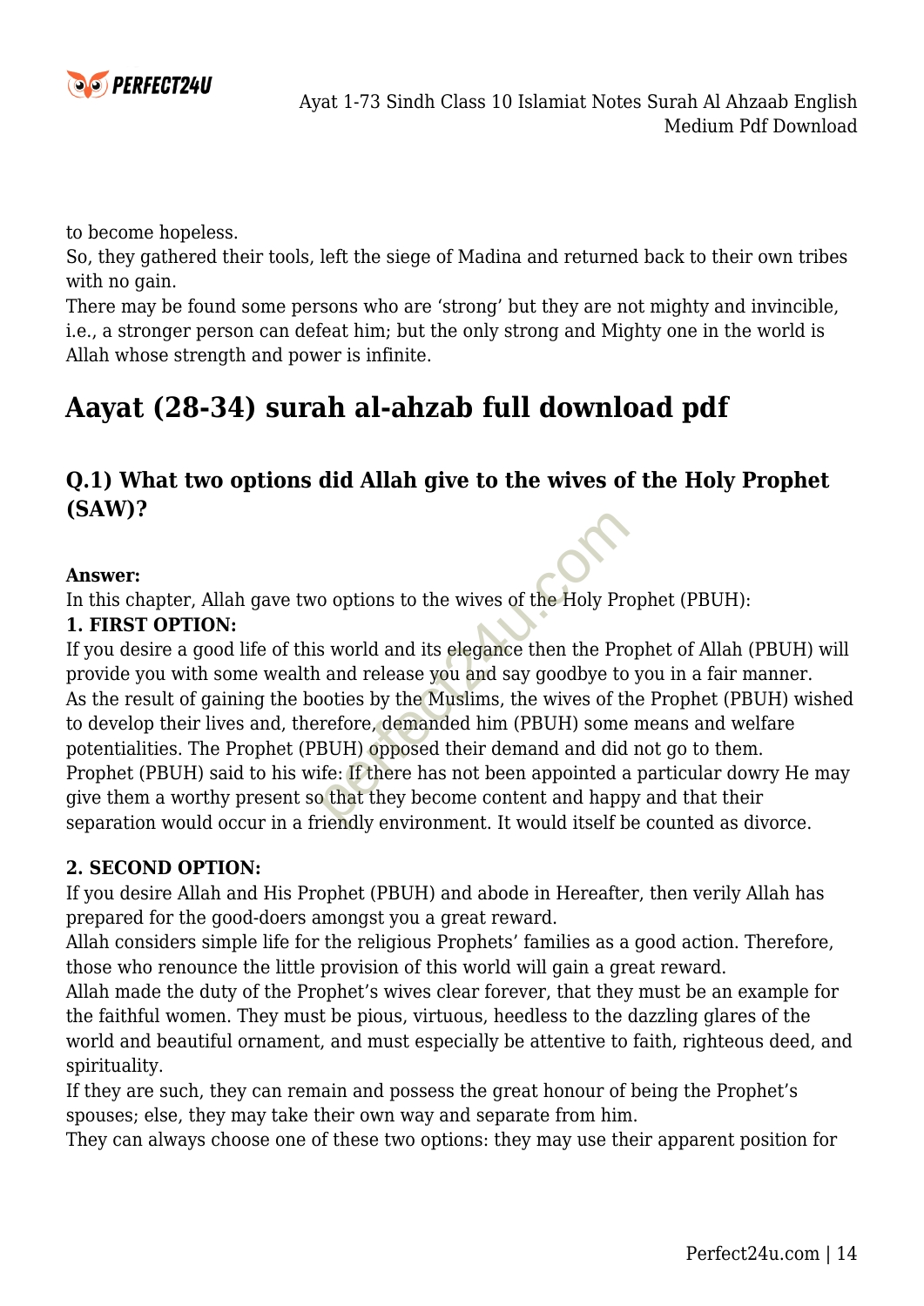to become hopeless.
So, they gathered their tools, left the siege of Madina and returned back to their own tribes with no gain.
There may be found some persons who are 'strong' but they are not mighty and invincible, i.e., a stronger person can defeat him; but the only strong and Mighty one in the world is Allah whose strength and power is infinite.

## Aayat (28-34) surah al-ahzab full download pdf

### Q.1) What two options did Allah give to the wives of the Holy Prophet (SAW)?

**Answer:**
In this chapter, Allah gave two options to the wives of the Holy Prophet (PBUH):
**1. FIRST OPTION:**
If you desire a good life of this world and its elegance then the Prophet of Allah (PBUH) will provide you with some wealth and release you and say goodbye to you in a fair manner.
As the result of gaining the booties by the Muslims, the wives of the Prophet (PBUH) wished to develop their lives and, therefore, demanded him (PBUH) some means and welfare potentialities. The Prophet (PBUH) opposed their demand and did not go to them.
Prophet (PBUH) said to his wife: If there has not been appointed a particular dowry He may give them a worthy present so that they become content and happy and that their separation would occur in a friendly environment. It would itself be counted as divorce.

**2. SECOND OPTION:**
If you desire Allah and His Prophet (PBUH) and abode in Hereafter, then verily Allah has prepared for the good-doers amongst you a great reward.
Allah considers simple life for the religious Prophets' families as a good action. Therefore, those who renounce the little provision of this world will gain a great reward.
Allah made the duty of the Prophet's wives clear forever, that they must be an example for the faithful women. They must be pious, virtuous, heedless to the dazzling glares of the world and beautiful ornament, and must especially be attentive to faith, righteous deed, and spirituality.
If they are such, they can remain and possess the great honour of being the Prophet's spouses; else, they may take their own way and separate from him.
They can always choose one of these two options: they may use their apparent position for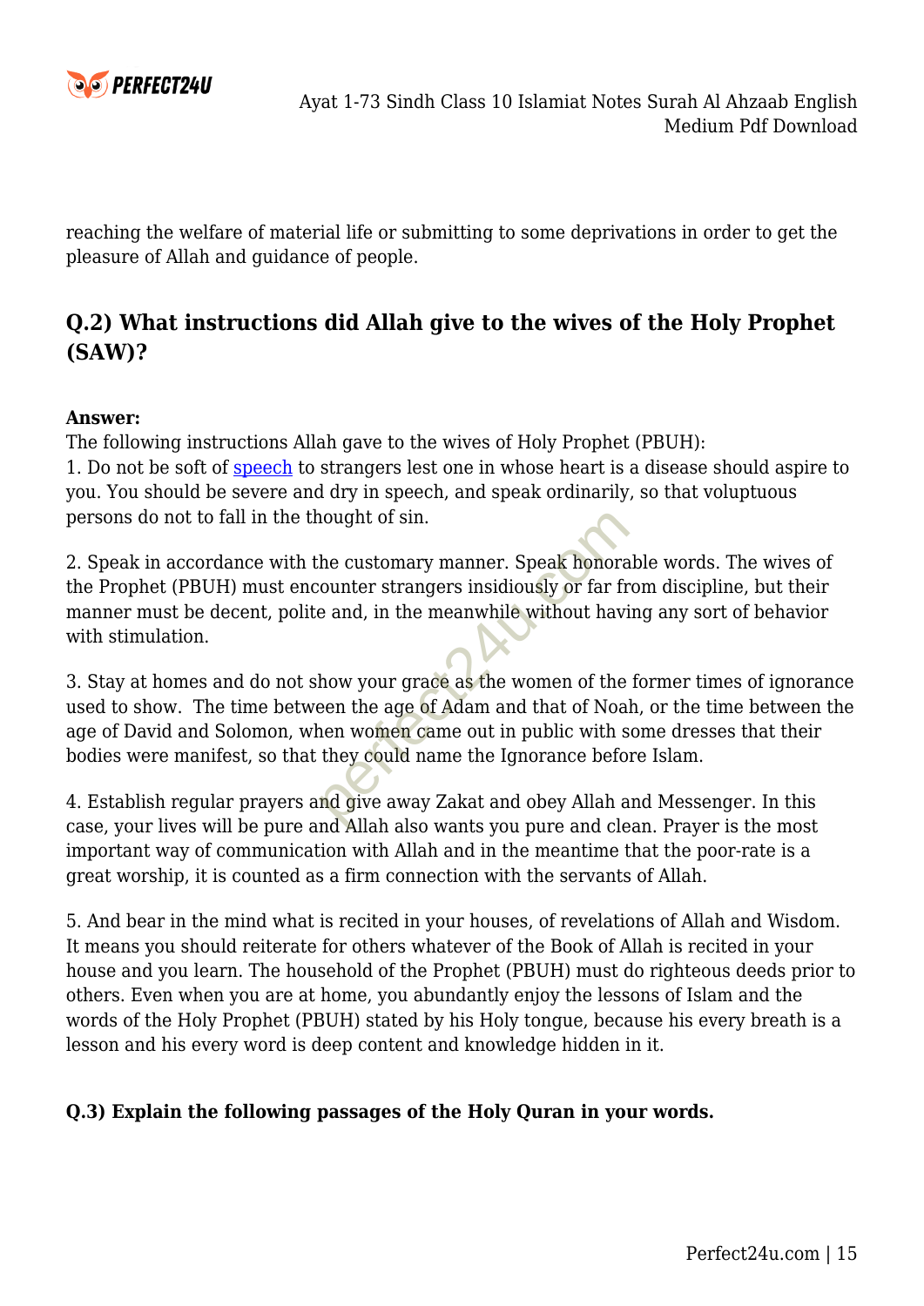reaching the welfare of material life or submitting to some deprivations in order to get the pleasure of Allah and guidance of people.

## Q.2) What instructions did Allah give to the wives of the Holy Prophet (SAW)?

**Answer:**
The following instructions Allah gave to the wives of Holy Prophet (PBUH):
1. Do not be soft of speech to strangers lest one in whose heart is a disease should aspire to you. You should be severe and dry in speech, and speak ordinarily, so that voluptuous persons do not to fall in the thought of sin.

2. Speak in accordance with the customary manner. Speak honorable words. The wives of the Prophet (PBUH) must encounter strangers insidiously or far from discipline, but their manner must be decent, polite and, in the meanwhile without having any sort of behavior with stimulation.

3. Stay at homes and do not show your grace as the women of the former times of ignorance used to show. The time between the age of Adam and that of Noah, or the time between the age of David and Solomon, when women came out in public with some dresses that their bodies were manifest, so that they could name the Ignorance before Islam.

4. Establish regular prayers and give away Zakat and obey Allah and Messenger. In this case, your lives will be pure and Allah also wants you pure and clean. Prayer is the most important way of communication with Allah and in the meantime that the poor-rate is a great worship, it is counted as a firm connection with the servants of Allah.

5. And bear in the mind what is recited in your houses, of revelations of Allah and Wisdom. It means you should reiterate for others whatever of the Book of Allah is recited in your house and you learn. The household of the Prophet (PBUH) must do righteous deeds prior to others. Even when you are at home, you abundantly enjoy the lessons of Islam and the words of the Holy Prophet (PBUH) stated by his Holy tongue, because his every breath is a lesson and his every word is deep content and knowledge hidden in it.

**Q.3) Explain the following passages of the Holy Quran in your words.**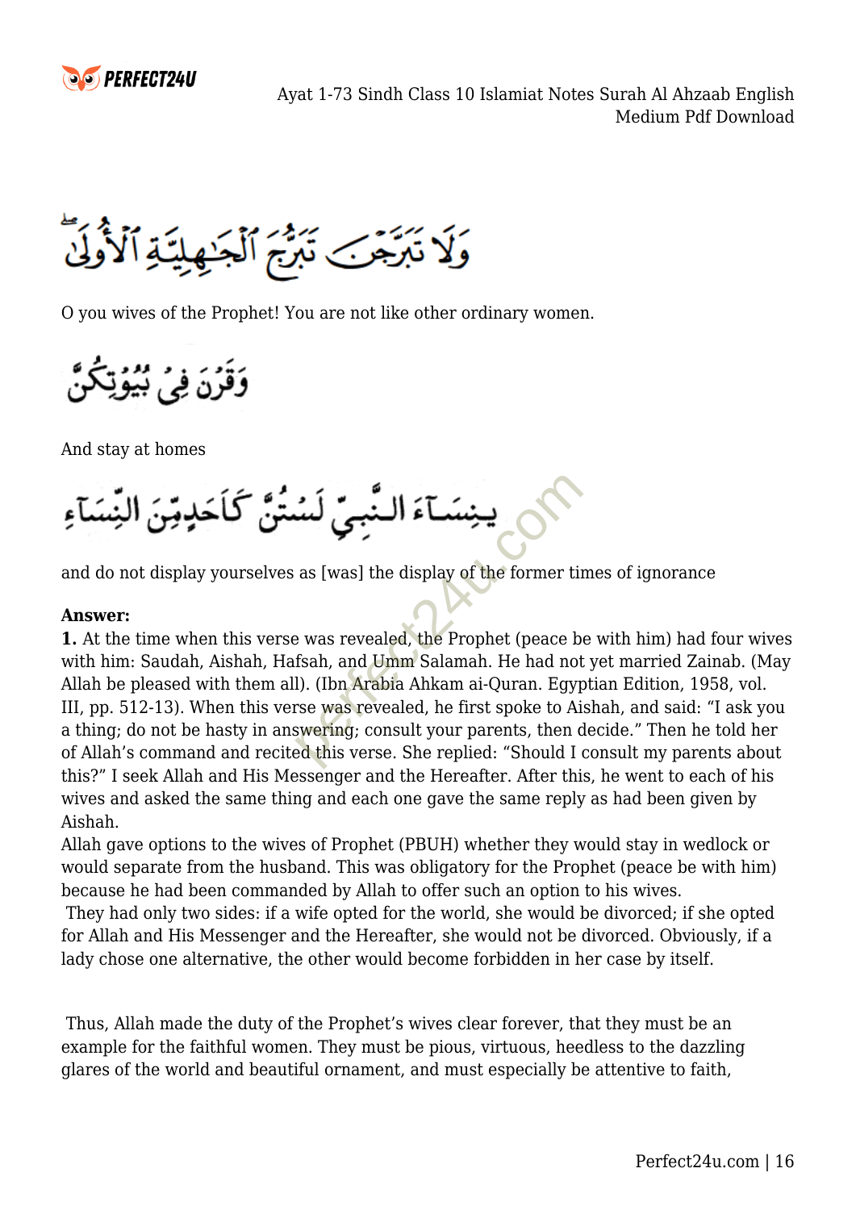وَلَا تَبَرَّجْنَ تَبَرُّجَ ٱلْجَٰهِلِيَّةِ ٱلْأُولَىٰ

O you wives of the Prophet! You are not like other ordinary women.

وَقَرْنَ فِي بُيُوتِكُنَّ

And stay at homes

يَٰنِسَآءَ ٱلنَّبِيِّ لَسْتُنَّ كَأَحَدٍ مِّنَ ٱلنِّسَآءِ

and do not display yourselves as [was] the display of the former times of ignorance

**Answer:**

**1.** At the time when this verse was revealed, the Prophet (peace be with him) had four wives with him: Saudah, Aishah, Hafsah, and Umm Salamah. He had not yet married Zainab. (May Allah be pleased with them all). (Ibn Arabia Ahkam ai-Quran. Egyptian Edition, 1958, vol. III, pp. 512-13). When this verse was revealed, he first spoke to Aishah, and said: "I ask you a thing; do not be hasty in answering; consult your parents, then decide." Then he told her of Allah's command and recited this verse. She replied: "Should I consult my parents about this?" I seek Allah and His Messenger and the Hereafter. After this, he went to each of his wives and asked the same thing and each one gave the same reply as had been given by Aishah.

Allah gave options to the wives of Prophet (PBUH) whether they would stay in wedlock or would separate from the husband. This was obligatory for the Prophet (peace be with him) because he had been commanded by Allah to offer such an option to his wives.

They had only two sides: if a wife opted for the world, she would be divorced; if she opted for Allah and His Messenger and the Hereafter, she would not be divorced. Obviously, if a lady chose one alternative, the other would become forbidden in her case by itself.

Thus, Allah made the duty of the Prophet's wives clear forever, that they must be an example for the faithful women. They must be pious, virtuous, heedless to the dazzling glares of the world and beautiful ornament, and must especially be attentive to faith,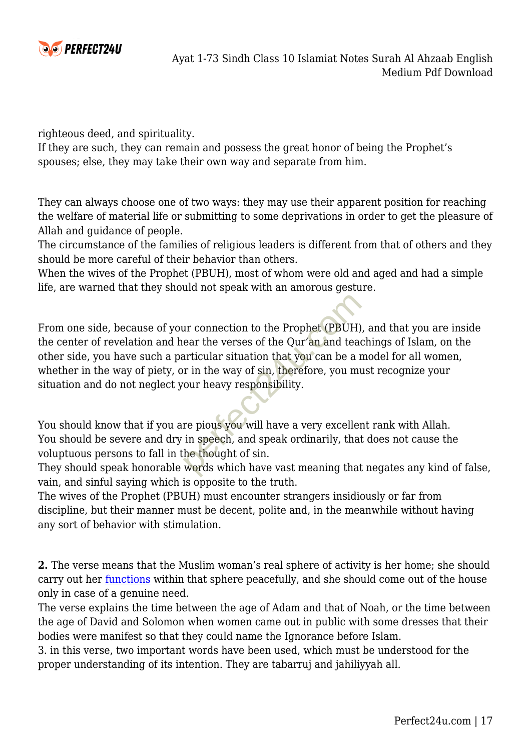righteous deed, and spirituality.
If they are such, they can remain and possess the great honor of being the Prophet's spouses; else, they may take their own way and separate from him.

They can always choose one of two ways: they may use their apparent position for reaching the welfare of material life or submitting to some deprivations in order to get the pleasure of Allah and guidance of people.
The circumstance of the families of religious leaders is different from that of others and they should be more careful of their behavior than others.
When the wives of the Prophet (PBUH), most of whom were old and aged and had a simple life, are warned that they should not speak with an amorous gesture.

From one side, because of your connection to the Prophet (PBUH), and that you are inside the center of revelation and hear the verses of the Qur'an and teachings of Islam, on the other side, you have such a particular situation that you can be a model for all women, whether in the way of piety, or in the way of sin, therefore, you must recognize your situation and do not neglect your heavy responsibility.

You should know that if you are pious you will have a very excellent rank with Allah.
You should be severe and dry in speech, and speak ordinarily, that does not cause the voluptuous persons to fall in the thought of sin.
They should speak honorable words which have vast meaning that negates any kind of false, vain, and sinful saying which is opposite to the truth.
The wives of the Prophet (PBUH) must encounter strangers insidiously or far from discipline, but their manner must be decent, polite and, in the meanwhile without having any sort of behavior with stimulation.

**2.** The verse means that the Muslim woman's real sphere of activity is her home; she should carry out her functions within that sphere peacefully, and she should come out of the house only in case of a genuine need.
The verse explains the time between the age of Adam and that of Noah, or the time between the age of David and Solomon when women came out in public with some dresses that their bodies were manifest so that they could name the Ignorance before Islam.
3. in this verse, two important words have been used, which must be understood for the proper understanding of its intention. They are tabarruj and jahiliyyah all.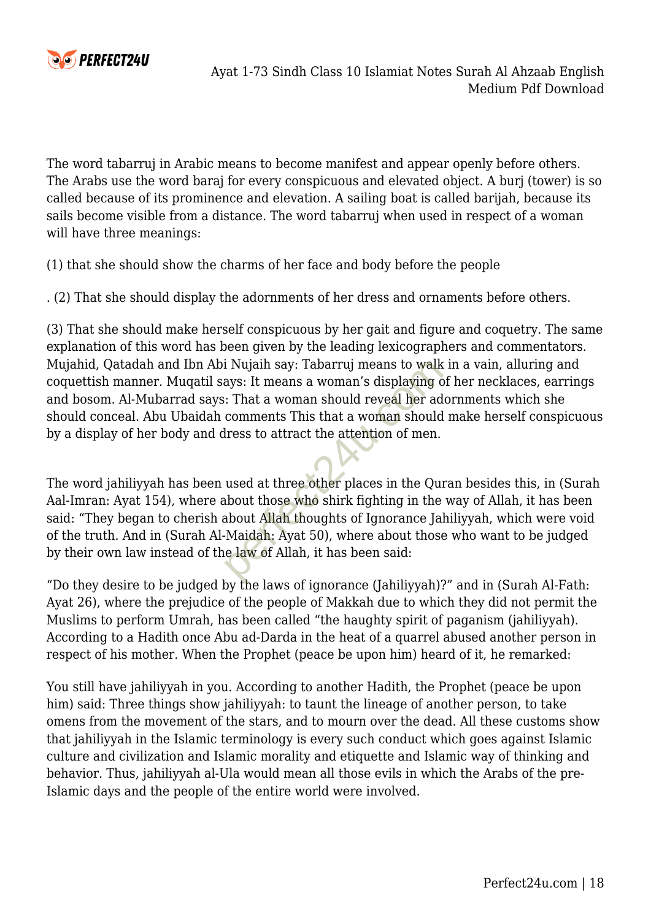The word tabarruj in Arabic means to become manifest and appear openly before others. The Arabs use the word baraj for every conspicuous and elevated object. A burj (tower) is so called because of its prominence and elevation. A sailing boat is called barijah, because its sails become visible from a distance. The word tabarruj when used in respect of a woman will have three meanings:

(1) that she should show the charms of her face and body before the people

. (2) That she should display the adornments of her dress and ornaments before others.

(3) That she should make herself conspicuous by her gait and figure and coquetry. The same explanation of this word has been given by the leading lexicographers and commentators. Mujahid, Qatadah and Ibn Abi Nujaih say: Tabarruj means to walk in a vain, alluring and coquettish manner. Muqatil says: It means a woman's displaying of her necklaces, earrings and bosom. Al-Mubarrad says: That a woman should reveal her adornments which she should conceal. Abu Ubaidah comments This that a woman should make herself conspicuous by a display of her body and dress to attract the attention of men.

The word jahiliyyah has been used at three other places in the Quran besides this, in (Surah Aal-Imran: Ayat 154), where about those who shirk fighting in the way of Allah, it has been said: "They began to cherish about Allah thoughts of Ignorance Jahiliyyah, which were void of the truth. And in (Surah Al-Maidah: Ayat 50), where about those who want to be judged by their own law instead of the law of Allah, it has been said:

"Do they desire to be judged by the laws of ignorance (Jahiliyyah)?" and in (Surah Al-Fath: Ayat 26), where the prejudice of the people of Makkah due to which they did not permit the Muslims to perform Umrah, has been called "the haughty spirit of paganism (jahiliyyah). According to a Hadith once Abu ad-Darda in the heat of a quarrel abused another person in respect of his mother. When the Prophet (peace be upon him) heard of it, he remarked:

You still have jahiliyyah in you. According to another Hadith, the Prophet (peace be upon him) said: Three things show jahiliyyah: to taunt the lineage of another person, to take omens from the movement of the stars, and to mourn over the dead. All these customs show that jahiliyyah in the Islamic terminology is every such conduct which goes against Islamic culture and civilization and Islamic morality and etiquette and Islamic way of thinking and behavior. Thus, jahiliyyah al-Ula would mean all those evils in which the Arabs of the pre-Islamic days and the people of the entire world were involved.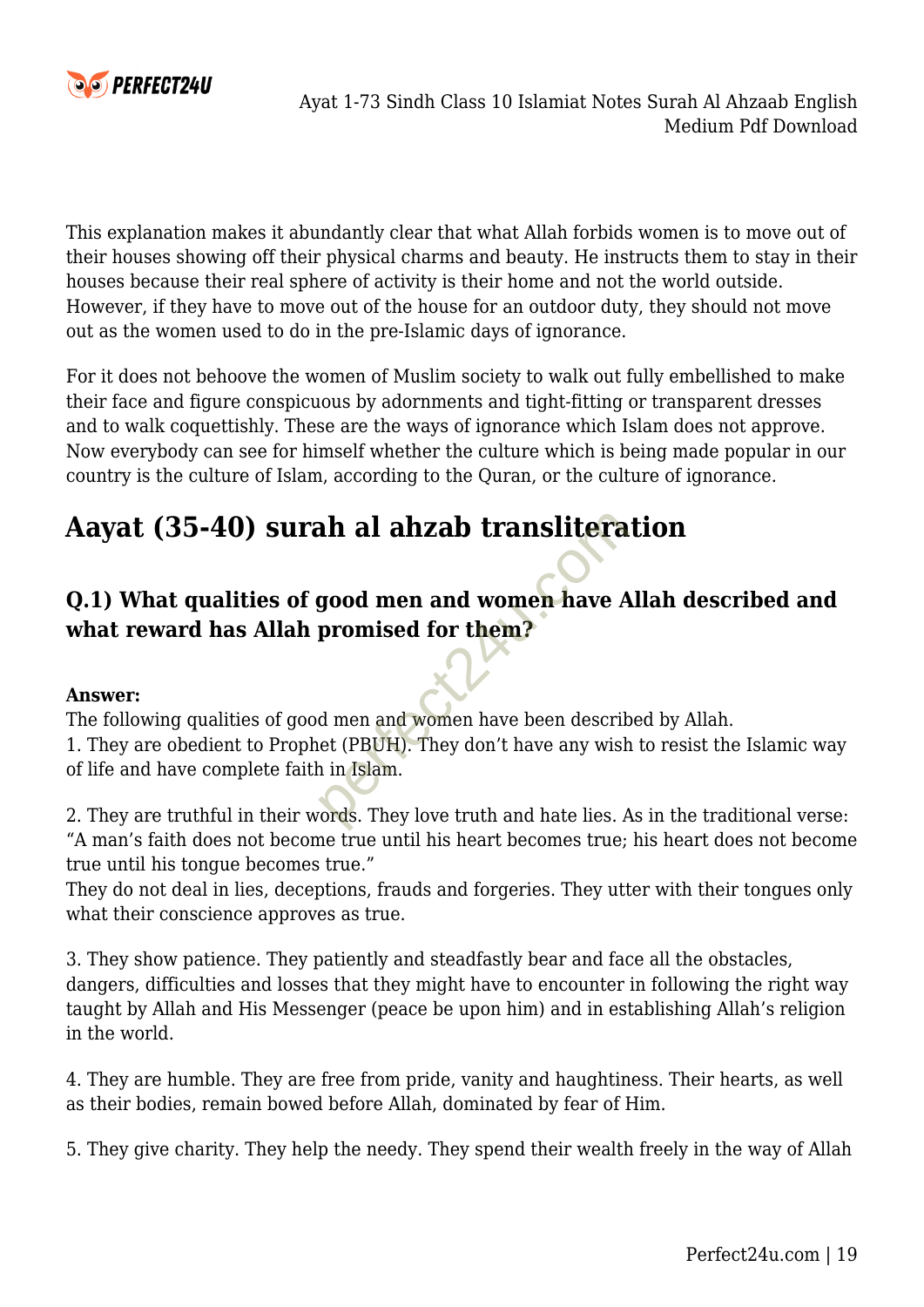This explanation makes it abundantly clear that what Allah forbids women is to move out of their houses showing off their physical charms and beauty. He instructs them to stay in their houses because their real sphere of activity is their home and not the world outside. However, if they have to move out of the house for an outdoor duty, they should not move out as the women used to do in the pre-Islamic days of ignorance.

For it does not behoove the women of Muslim society to walk out fully embellished to make their face and figure conspicuous by adornments and tight-fitting or transparent dresses and to walk coquettishly. These are the ways of ignorance which Islam does not approve. Now everybody can see for himself whether the culture which is being made popular in our country is the culture of Islam, according to the Quran, or the culture of ignorance.

## Aayat (35-40) surah al ahzab transliteration

### Q.1) What qualities of good men and women have Allah described and what reward has Allah promised for them?

**Answer:**
The following qualities of good men and women have been described by Allah.
1. They are obedient to Prophet (PBUH). They don't have any wish to resist the Islamic way of life and have complete faith in Islam.

2. They are truthful in their words. They love truth and hate lies. As in the traditional verse: "A man's faith does not become true until his heart becomes true; his heart does not become true until his tongue becomes true."
They do not deal in lies, deceptions, frauds and forgeries. They utter with their tongues only what their conscience approves as true.

3. They show patience. They patiently and steadfastly bear and face all the obstacles, dangers, difficulties and losses that they might have to encounter in following the right way taught by Allah and His Messenger (peace be upon him) and in establishing Allah's religion in the world.

4. They are humble. They are free from pride, vanity and haughtiness. Their hearts, as well as their bodies, remain bowed before Allah, dominated by fear of Him.

5. They give charity. They help the needy. They spend their wealth freely in the way of Allah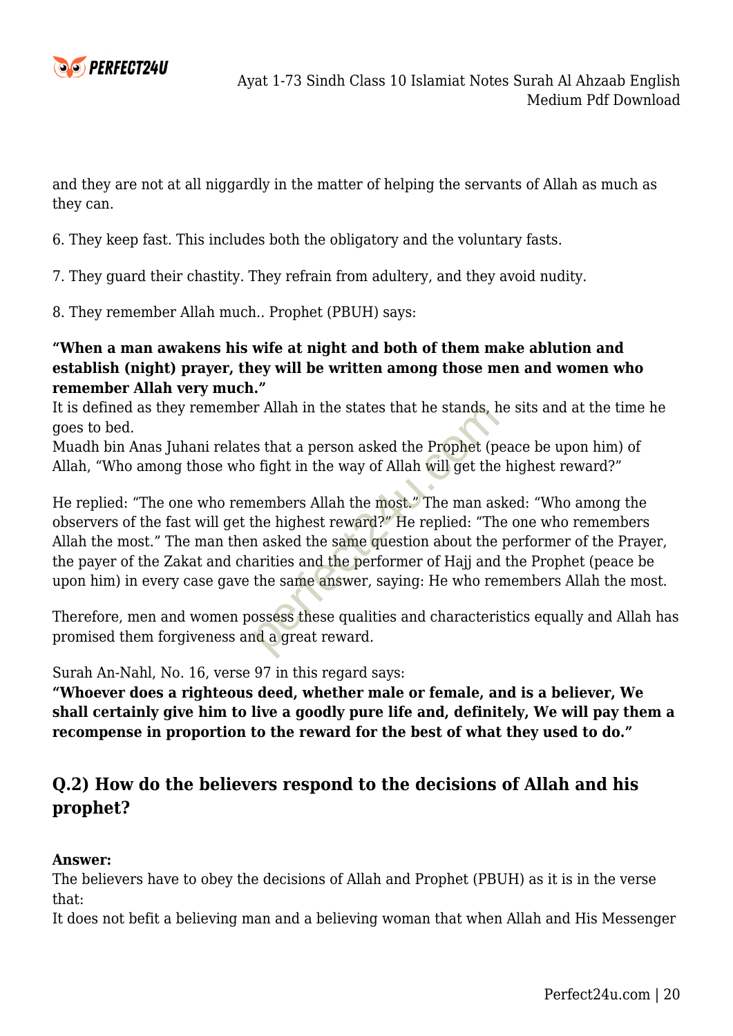and they are not at all niggardly in the matter of helping the servants of Allah as much as they can.

6. They keep fast. This includes both the obligatory and the voluntary fasts.

7. They guard their chastity. They refrain from adultery, and they avoid nudity.

8. They remember Allah much.. Prophet (PBUH) says:

**"When a man awakens his wife at night and both of them make ablution and establish (night) prayer, they will be written among those men and women who remember Allah very much."**
It is defined as they remember Allah in the states that he stands, he sits and at the time he goes to bed.
Muadh bin Anas Juhani relates that a person asked the Prophet (peace be upon him) of Allah, "Who among those who fight in the way of Allah will get the highest reward?"

He replied: "The one who remembers Allah the most." The man asked: "Who among the observers of the fast will get the highest reward?" He replied: "The one who remembers Allah the most." The man then asked the same question about the performer of the Prayer, the payer of the Zakat and charities and the performer of Hajj and the Prophet (peace be upon him) in every case gave the same answer, saying: He who remembers Allah the most.

Therefore, men and women possess these qualities and characteristics equally and Allah has promised them forgiveness and a great reward.

Surah An-Nahl, No. 16, verse 97 in this regard says:
**"Whoever does a righteous deed, whether male or female, and is a believer, We shall certainly give him to live a goodly pure life and, definitely, We will pay them a recompense in proportion to the reward for the best of what they used to do."**

## Q.2) How do the believers respond to the decisions of Allah and his prophet?

**Answer:**
The believers have to obey the decisions of Allah and Prophet (PBUH) as it is in the verse that:
It does not befit a believing man and a believing woman that when Allah and His Messenger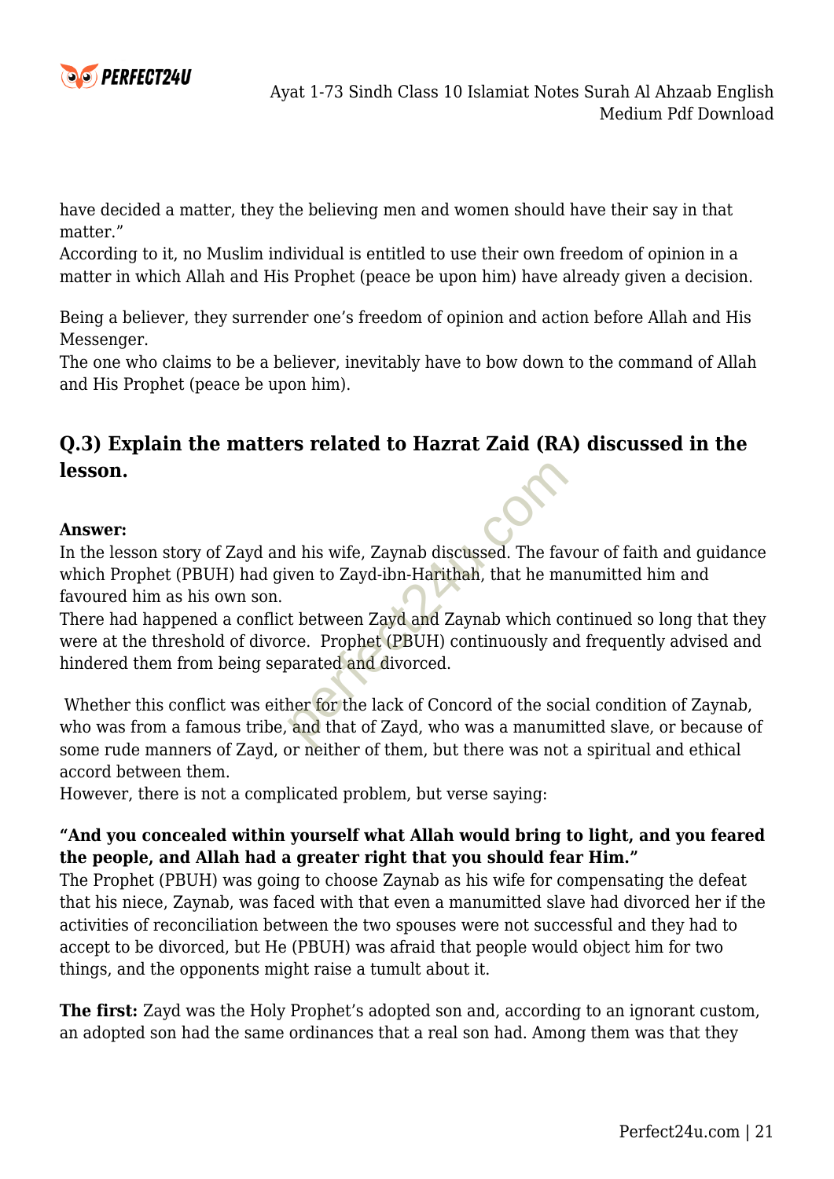have decided a matter, they the believing men and women should have their say in that matter."
According to it, no Muslim individual is entitled to use their own freedom of opinion in a matter in which Allah and His Prophet (peace be upon him) have already given a decision.

Being a believer, they surrender one's freedom of opinion and action before Allah and His Messenger.
The one who claims to be a believer, inevitably have to bow down to the command of Allah and His Prophet (peace be upon him).

## Q.3) Explain the matters related to Hazrat Zaid (RA) discussed in the lesson.

**Answer:**
In the lesson story of Zayd and his wife, Zaynab discussed. The favour of faith and guidance which Prophet (PBUH) had given to Zayd-ibn-Harithah, that he manumitted him and favoured him as his own son.
There had happened a conflict between Zayd and Zaynab which continued so long that they were at the threshold of divorce. Prophet (PBUH) continuously and frequently advised and hindered them from being separated and divorced.

Whether this conflict was either for the lack of Concord of the social condition of Zaynab, who was from a famous tribe, and that of Zayd, who was a manumitted slave, or because of some rude manners of Zayd, or neither of them, but there was not a spiritual and ethical accord between them.
However, there is not a complicated problem, but verse saying:

**"And you concealed within yourself what Allah would bring to light, and you feared the people, and Allah had a greater right that you should fear Him."**
The Prophet (PBUH) was going to choose Zaynab as his wife for compensating the defeat that his niece, Zaynab, was faced with that even a manumitted slave had divorced her if the activities of reconciliation between the two spouses were not successful and they had to accept to be divorced, but He (PBUH) was afraid that people would object him for two things, and the opponents might raise a tumult about it.

**The first:** Zayd was the Holy Prophet's adopted son and, according to an ignorant custom, an adopted son had the same ordinances that a real son had. Among them was that they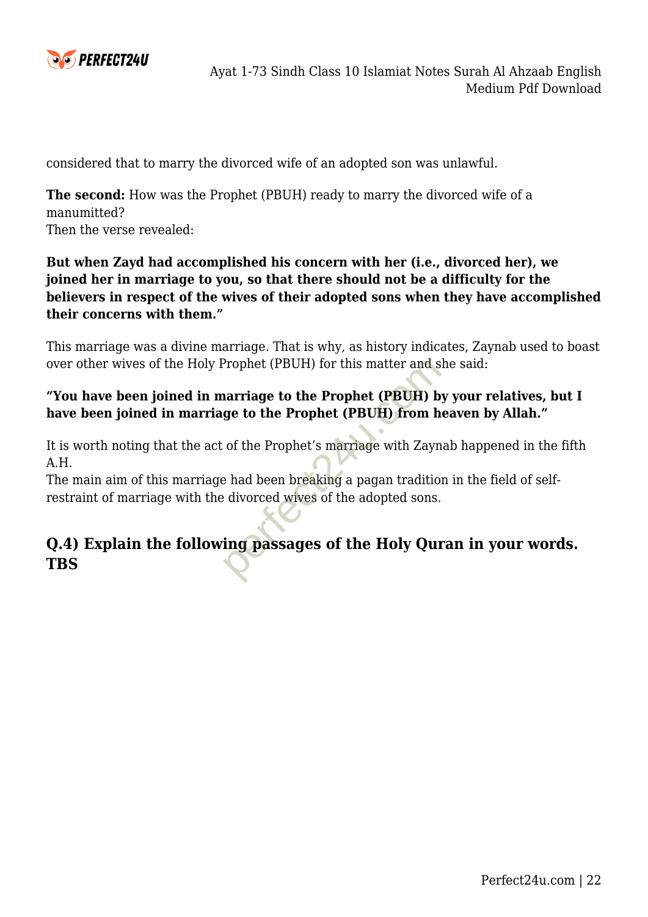considered that to marry the divorced wife of an adopted son was unlawful.

**The second:** How was the Prophet (PBUH) ready to marry the divorced wife of a manumitted?
Then the verse revealed:

**But when Zayd had accomplished his concern with her (i.e., divorced her), we joined her in marriage to you, so that there should not be a difficulty for the believers in respect of the wives of their adopted sons when they have accomplished their concerns with them."**

This marriage was a divine marriage. That is why, as history indicates, Zaynab used to boast over other wives of the Holy Prophet (PBUH) for this matter and she said:

**"You have been joined in marriage to the Prophet (PBUH) by your relatives, but I have been joined in marriage to the Prophet (PBUH) from heaven by Allah."**

It is worth noting that the act of the Prophet's marriage with Zaynab happened in the fifth A.H.
The main aim of this marriage had been breaking a pagan tradition in the field of self-restraint of marriage with the divorced wives of the adopted sons.

## Q.4) Explain the following passages of the Holy Quran in your words. TBS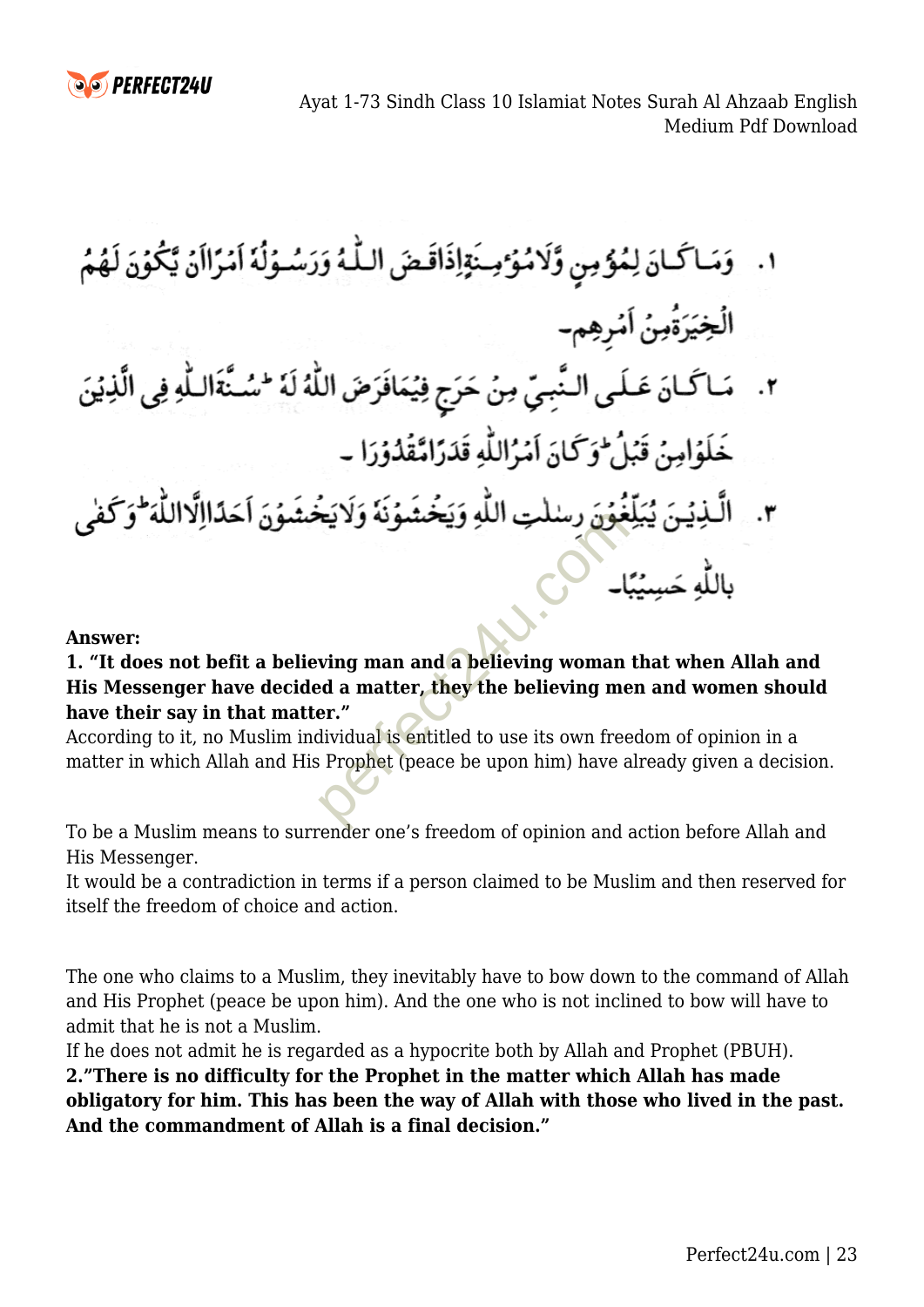١. وَمَا كَانَ لِمُؤْمِنٍ وَّلَا مُؤْمِنَةٍ إِذَا قَضَى اللّٰهُ وَرَسُوْلُهٗ اَمْرًا اَنْ يَّكُوْنَ لَهُمُ الْخِيَرَةُ مِنْ اَمْرِهِمْ۔

٢. مَا كَانَ عَلَى النَّبِيِّ مِنْ حَرَجٍ فِيْمَا فَرَضَ اللّٰهُ لَهٗ ؕ سُنَّةَ اللّٰهِ فِي الَّذِيْنَ خَلَوْا مِنْ قَبْلُ ؕ وَكَانَ اَمْرُ اللّٰهِ قَدَرًا مَّقْدُوْرَا ۔

٣. الَّذِيْنَ يُبَلِّغُوْنَ رِسٰلٰتِ اللّٰهِ وَيَخْشَوْنَهٗ وَلَا يَخْشَوْنَ اَحَدًا اِلَّا اللّٰهَ ؕ وَكَفٰى بِاللّٰهِ حَسِيْبًا۔

**Answer:**

**1. "It does not befit a believing man and a believing woman that when Allah and His Messenger have decided a matter, they the believing men and women should have their say in that matter."**

According to it, no Muslim individual is entitled to use its own freedom of opinion in a matter in which Allah and His Prophet (peace be upon him) have already given a decision.

To be a Muslim means to surrender one's freedom of opinion and action before Allah and His Messenger.

It would be a contradiction in terms if a person claimed to be Muslim and then reserved for itself the freedom of choice and action.

The one who claims to a Muslim, they inevitably have to bow down to the command of Allah and His Prophet (peace be upon him). And the one who is not inclined to bow will have to admit that he is not a Muslim.

If he does not admit he is regarded as a hypocrite both by Allah and Prophet (PBUH).

**2."There is no difficulty for the Prophet in the matter which Allah has made obligatory for him. This has been the way of Allah with those who lived in the past. And the commandment of Allah is a final decision."**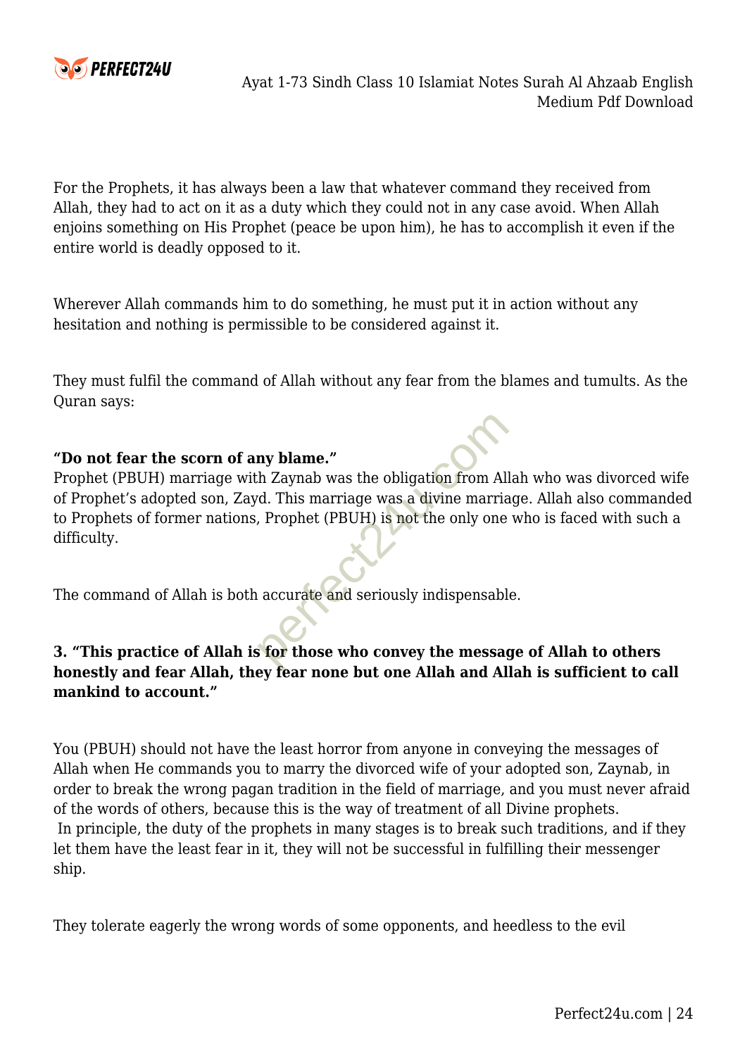For the Prophets, it has always been a law that whatever command they received from Allah, they had to act on it as a duty which they could not in any case avoid. When Allah enjoins something on His Prophet (peace be upon him), he has to accomplish it even if the entire world is deadly opposed to it.

Wherever Allah commands him to do something, he must put it in action without any hesitation and nothing is permissible to be considered against it.

They must fulfil the command of Allah without any fear from the blames and tumults. As the Quran says:

**"Do not fear the scorn of any blame."**
Prophet (PBUH) marriage with Zaynab was the obligation from Allah who was divorced wife of Prophet's adopted son, Zayd. This marriage was a divine marriage. Allah also commanded to Prophets of former nations, Prophet (PBUH) is not the only one who is faced with such a difficulty.

The command of Allah is both accurate and seriously indispensable.

**3. "This practice of Allah is for those who convey the message of Allah to others honestly and fear Allah, they fear none but one Allah and Allah is sufficient to call mankind to account."**

You (PBUH) should not have the least horror from anyone in conveying the messages of Allah when He commands you to marry the divorced wife of your adopted son, Zaynab, in order to break the wrong pagan tradition in the field of marriage, and you must never afraid of the words of others, because this is the way of treatment of all Divine prophets.
In principle, the duty of the prophets in many stages is to break such traditions, and if they let them have the least fear in it, they will not be successful in fulfilling their messenger ship.

They tolerate eagerly the wrong words of some opponents, and heedless to the evil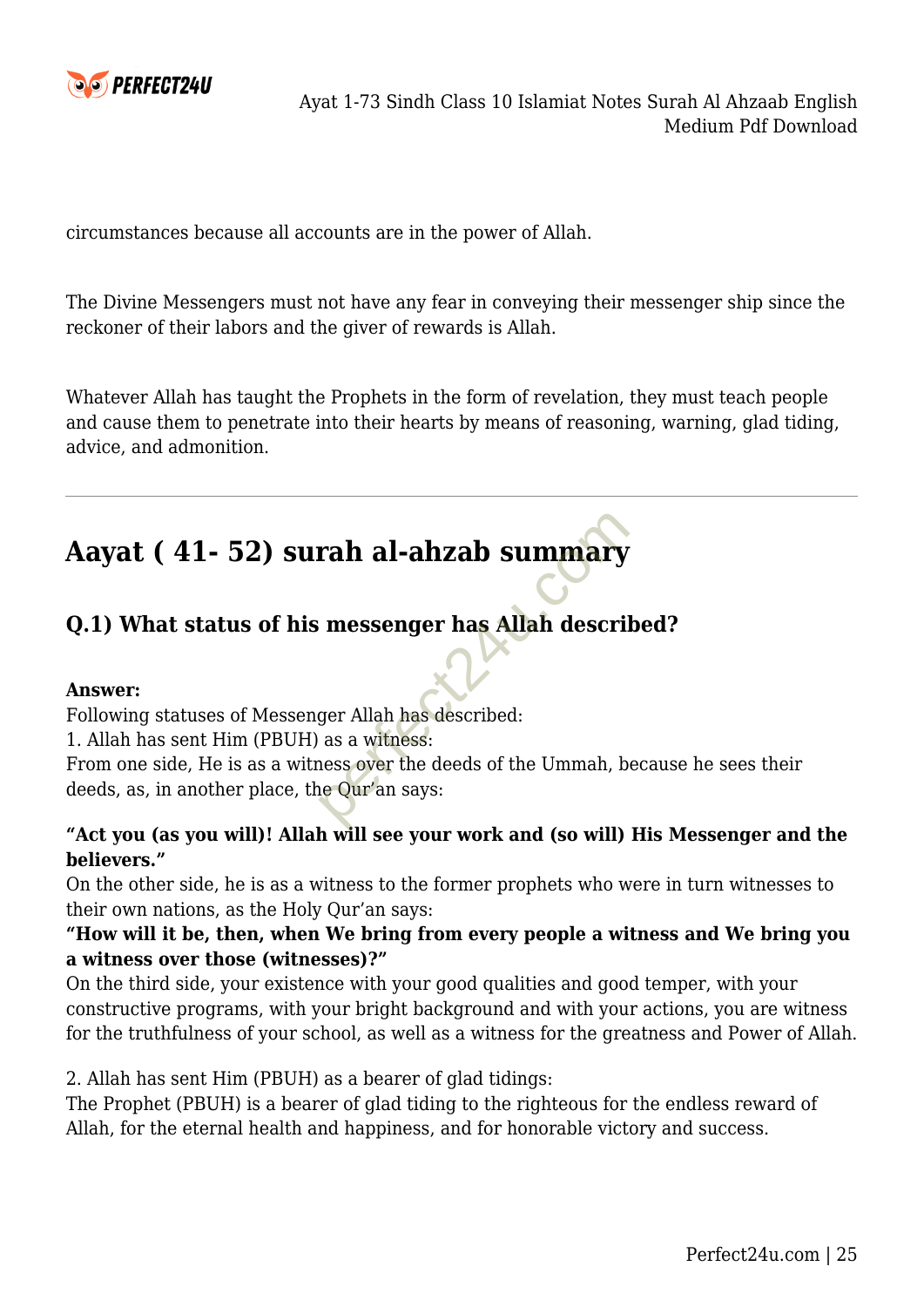circumstances because all accounts are in the power of Allah.

The Divine Messengers must not have any fear in conveying their messenger ship since the reckoner of their labors and the giver of rewards is Allah.

Whatever Allah has taught the Prophets in the form of revelation, they must teach people and cause them to penetrate into their hearts by means of reasoning, warning, glad tiding, advice, and admonition.

---

## Aayat ( 41- 52) surah al-ahzab summary

### Q.1) What status of his messenger has Allah described?

**Answer:**
Following statuses of Messenger Allah has described:
1. Allah has sent Him (PBUH) as a witness:
From one side, He is as a witness over the deeds of the Ummah, because he sees their deeds, as, in another place, the Qur'an says:

**"Act you (as you will)! Allah will see your work and (so will) His Messenger and the believers."**
On the other side, he is as a witness to the former prophets who were in turn witnesses to their own nations, as the Holy Qur'an says:
**"How will it be, then, when We bring from every people a witness and We bring you a witness over those (witnesses)?"**
On the third side, your existence with your good qualities and good temper, with your constructive programs, with your bright background and with your actions, you are witness for the truthfulness of your school, as well as a witness for the greatness and Power of Allah.

2. Allah has sent Him (PBUH) as a bearer of glad tidings:
The Prophet (PBUH) is a bearer of glad tiding to the righteous for the endless reward of Allah, for the eternal health and happiness, and for honorable victory and success.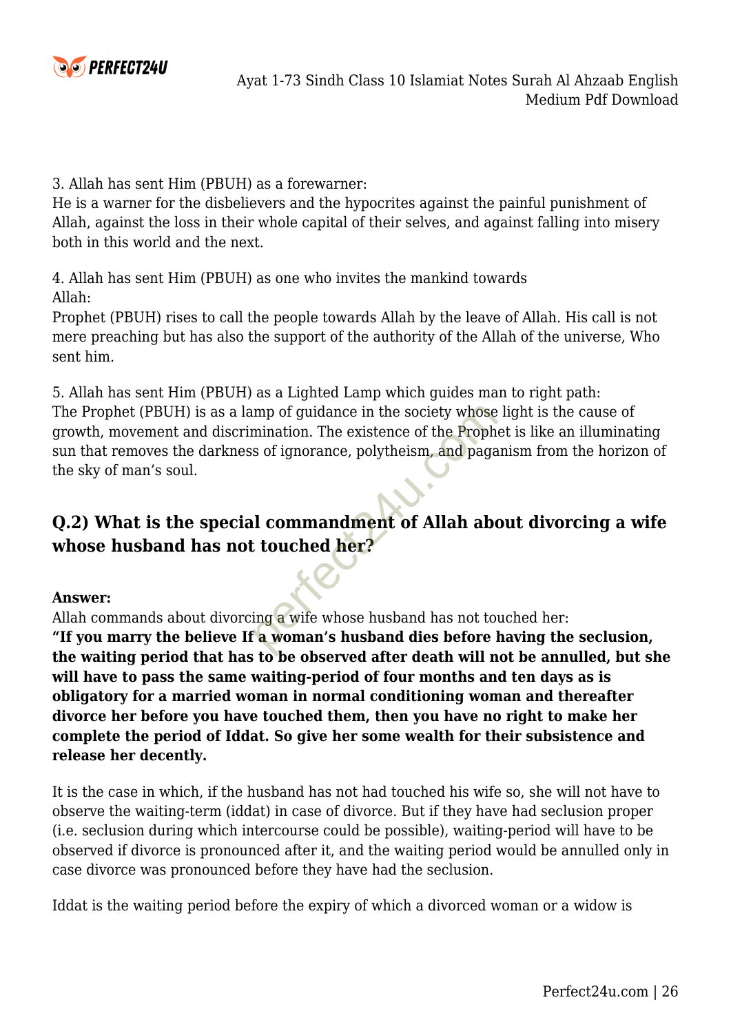3. Allah has sent Him (PBUH) as a forewarner:
He is a warner for the disbelievers and the hypocrites against the painful punishment of Allah, against the loss in their whole capital of their selves, and against falling into misery both in this world and the next.

4. Allah has sent Him (PBUH) as one who invites the mankind towards Allah:
Prophet (PBUH) rises to call the people towards Allah by the leave of Allah. His call is not mere preaching but has also the support of the authority of the Allah of the universe, Who sent him.

5. Allah has sent Him (PBUH) as a Lighted Lamp which guides man to right path:
The Prophet (PBUH) is as a lamp of guidance in the society whose light is the cause of growth, movement and discrimination. The existence of the Prophet is like an illuminating sun that removes the darkness of ignorance, polytheism, and paganism from the horizon of the sky of man's soul.

## Q.2) What is the special commandment of Allah about divorcing a wife whose husband has not touched her?

**Answer:**
Allah commands about divorcing a wife whose husband has not touched her:
**"If you marry the believe If a woman's husband dies before having the seclusion, the waiting period that has to be observed after death will not be annulled, but she will have to pass the same waiting-period of four months and ten days as is obligatory for a married woman in normal conditioning woman and thereafter divorce her before you have touched them, then you have no right to make her complete the period of Iddat. So give her some wealth for their subsistence and release her decently.**

It is the case in which, if the husband has not had touched his wife so, she will not have to observe the waiting-term (iddat) in case of divorce. But if they have had seclusion proper (i.e. seclusion during which intercourse could be possible), waiting-period will have to be observed if divorce is pronounced after it, and the waiting period would be annulled only in case divorce was pronounced before they have had the seclusion.

Iddat is the waiting period before the expiry of which a divorced woman or a widow is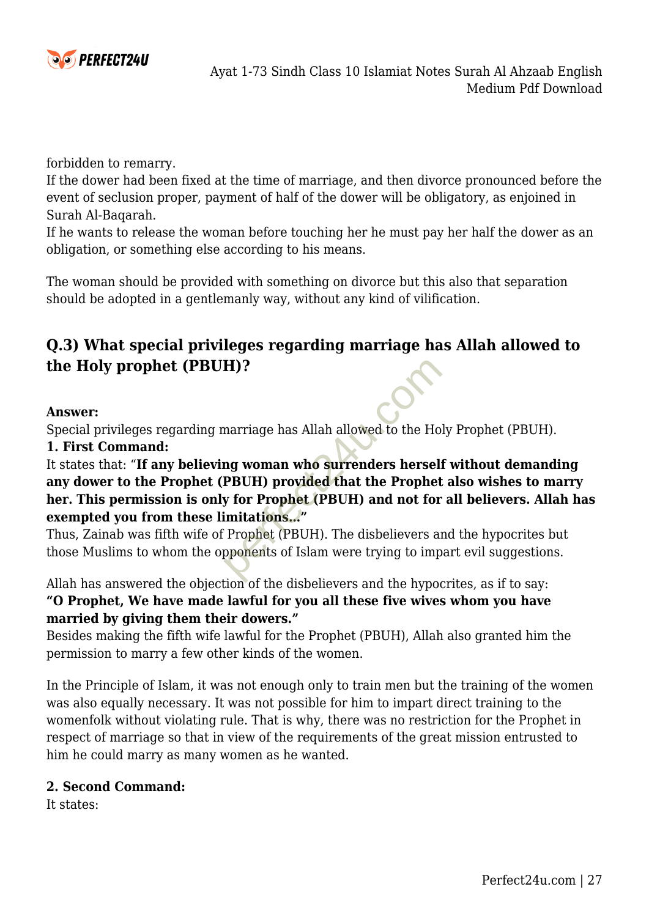forbidden to remarry.
If the dower had been fixed at the time of marriage, and then divorce pronounced before the event of seclusion proper, payment of half of the dower will be obligatory, as enjoined in Surah Al-Baqarah.
If he wants to release the woman before touching her he must pay her half the dower as an obligation, or something else according to his means.

The woman should be provided with something on divorce but this also that separation should be adopted in a gentlemanly way, without any kind of vilification.

## Q.3) What special privileges regarding marriage has Allah allowed to the Holy prophet (PBUH)?

**Answer:**
Special privileges regarding marriage has Allah allowed to the Holy Prophet (PBUH).
**1. First Command:**
It states that: "**If any believing woman who surrenders herself without demanding any dower to the Prophet (PBUH) provided that the Prophet also wishes to marry her. This permission is only for Prophet (PBUH) and not for all believers. Allah has exempted you from these limitations…"**
Thus, Zainab was fifth wife of Prophet (PBUH). The disbelievers and the hypocrites but those Muslims to whom the opponents of Islam were trying to impart evil suggestions.

Allah has answered the objection of the disbelievers and the hypocrites, as if to say:
**"O Prophet, We have made lawful for you all these five wives whom you have married by giving them their dowers."**
Besides making the fifth wife lawful for the Prophet (PBUH), Allah also granted him the permission to marry a few other kinds of the women.

In the Principle of Islam, it was not enough only to train men but the training of the women was also equally necessary. It was not possible for him to impart direct training to the womenfolk without violating rule. That is why, there was no restriction for the Prophet in respect of marriage so that in view of the requirements of the great mission entrusted to him he could marry as many women as he wanted.

**2. Second Command:**
It states: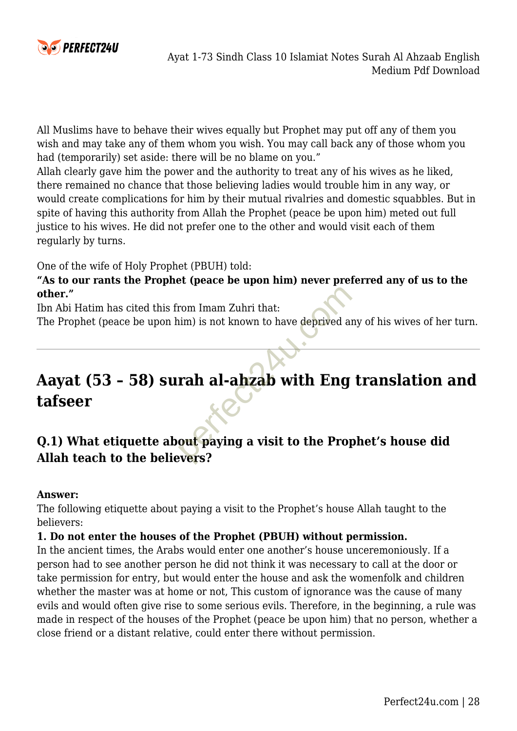All Muslims have to behave their wives equally but Prophet may put off any of them you wish and may take any of them whom you wish. You may call back any of those whom you had (temporarily) set aside: there will be no blame on you."

Allah clearly gave him the power and the authority to treat any of his wives as he liked, there remained no chance that those believing ladies would trouble him in any way, or would create complications for him by their mutual rivalries and domestic squabbles. But in spite of having this authority from Allah the Prophet (peace be upon him) meted out full justice to his wives. He did not prefer one to the other and would visit each of them regularly by turns.

One of the wife of Holy Prophet (PBUH) told:

**"As to our rants the Prophet (peace be upon him) never preferred any of us to the other."**

Ibn Abi Hatim has cited this from Imam Zuhri that:

The Prophet (peace be upon him) is not known to have deprived any of his wives of her turn.

---

## Aayat (53 – 58) surah al-ahzab with Eng translation and tafseer

### Q.1) What etiquette about paying a visit to the Prophet's house did Allah teach to the believers?

**Answer:**

The following etiquette about paying a visit to the Prophet's house Allah taught to the believers:

**1. Do not enter the houses of the Prophet (PBUH) without permission.**

In the ancient times, the Arabs would enter one another's house unceremoniously. If a person had to see another person he did not think it was necessary to call at the door or take permission for entry, but would enter the house and ask the womenfolk and children whether the master was at home or not, This custom of ignorance was the cause of many evils and would often give rise to some serious evils. Therefore, in the beginning, a rule was made in respect of the houses of the Prophet (peace be upon him) that no person, whether a close friend or a distant relative, could enter there without permission.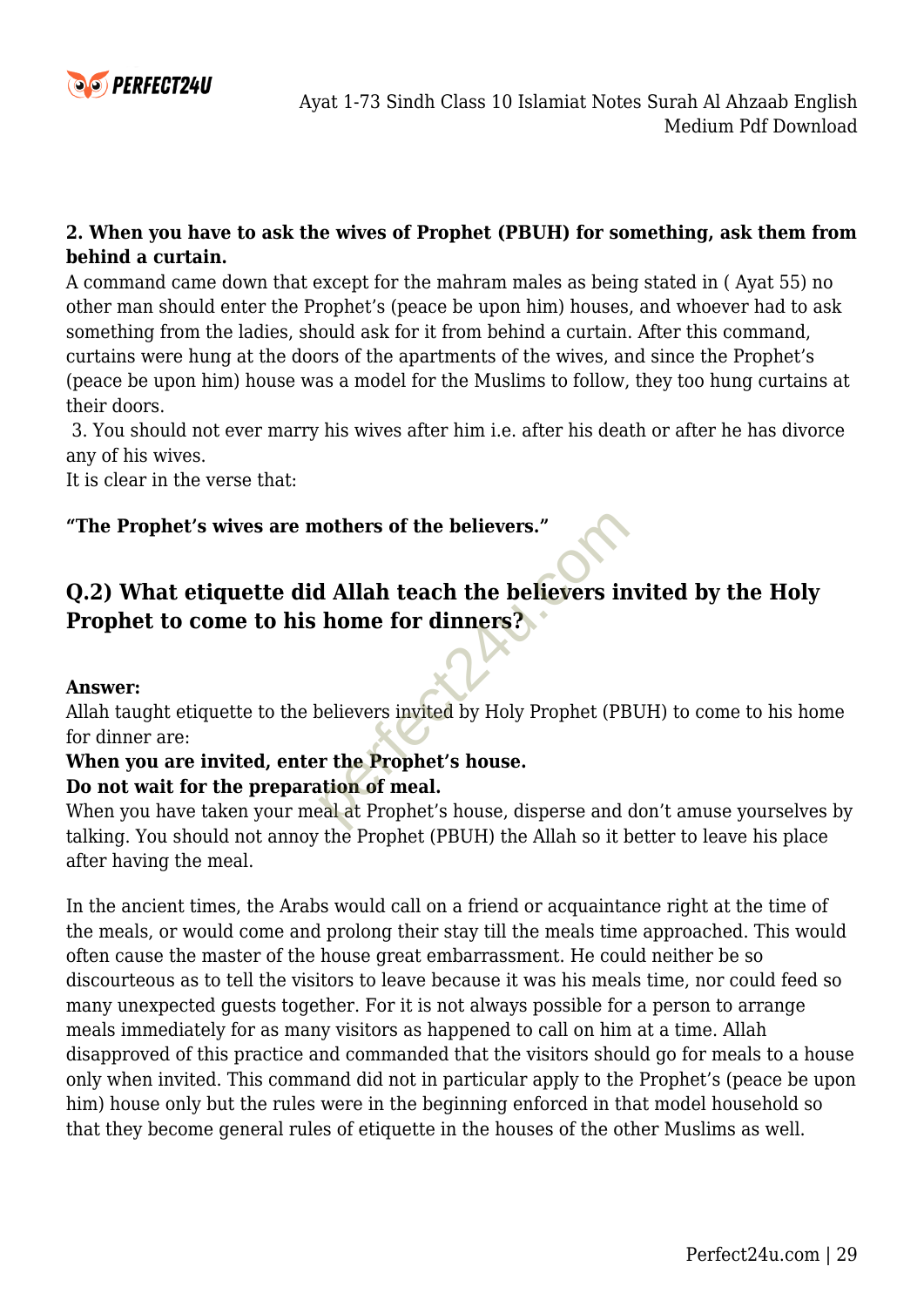**2. When you have to ask the wives of Prophet (PBUH) for something, ask them from behind a curtain.**

A command came down that except for the mahram males as being stated in ( Ayat 55) no other man should enter the Prophet's (peace be upon him) houses, and whoever had to ask something from the ladies, should ask for it from behind a curtain. After this command, curtains were hung at the doors of the apartments of the wives, and since the Prophet's (peace be upon him) house was a model for the Muslims to follow, they too hung curtains at their doors.

3. You should not ever marry his wives after him i.e. after his death or after he has divorce any of his wives.

It is clear in the verse that:

**"The Prophet's wives are mothers of the believers."**

## Q.2) What etiquette did Allah teach the believers invited by the Holy Prophet to come to his home for dinners?

**Answer:**

Allah taught etiquette to the believers invited by Holy Prophet (PBUH) to come to his home for dinner are:

**When you are invited, enter the Prophet's house.**

**Do not wait for the preparation of meal.**

When you have taken your meal at Prophet's house, disperse and don't amuse yourselves by talking. You should not annoy the Prophet (PBUH) the Allah so it better to leave his place after having the meal.

In the ancient times, the Arabs would call on a friend or acquaintance right at the time of the meals, or would come and prolong their stay till the meals time approached. This would often cause the master of the house great embarrassment. He could neither be so discourteous as to tell the visitors to leave because it was his meals time, nor could feed so many unexpected guests together. For it is not always possible for a person to arrange meals immediately for as many visitors as happened to call on him at a time. Allah disapproved of this practice and commanded that the visitors should go for meals to a house only when invited. This command did not in particular apply to the Prophet's (peace be upon him) house only but the rules were in the beginning enforced in that model household so that they become general rules of etiquette in the houses of the other Muslims as well.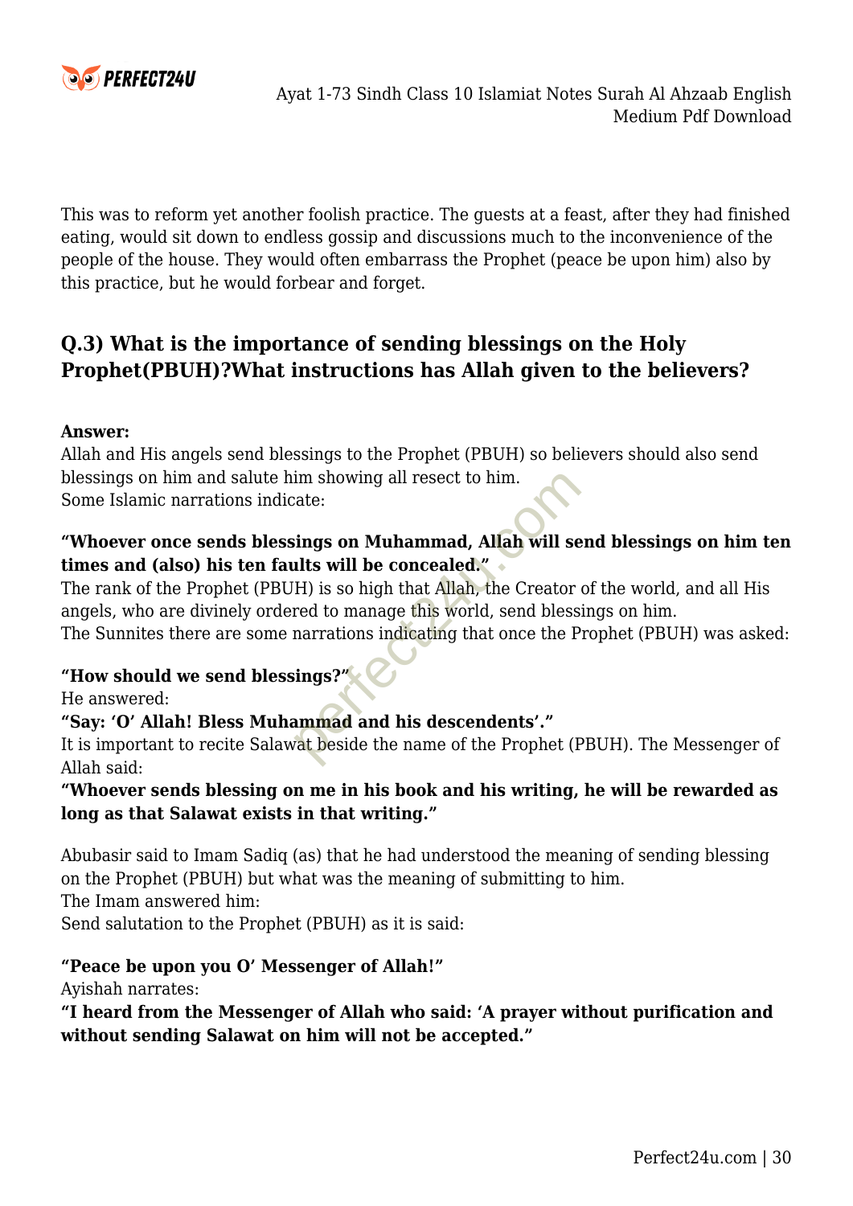This was to reform yet another foolish practice. The guests at a feast, after they had finished eating, would sit down to endless gossip and discussions much to the inconvenience of the people of the house. They would often embarrass the Prophet (peace be upon him) also by this practice, but he would forbear and forget.

## Q.3) What is the importance of sending blessings on the Holy Prophet(PBUH)?What instructions has Allah given to the believers?

**Answer:**
Allah and His angels send blessings to the Prophet (PBUH) so believers should also send blessings on him and salute him showing all resect to him.
Some Islamic narrations indicate:

**"Whoever once sends blessings on Muhammad, Allah will send blessings on him ten times and (also) his ten faults will be concealed."**
The rank of the Prophet (PBUH) is so high that Allah, the Creator of the world, and all His angels, who are divinely ordered to manage this world, send blessings on him.
The Sunnites there are some narrations indicating that once the Prophet (PBUH) was asked:

**"How should we send blessings?"**
He answered:
**"Say: 'O' Allah! Bless Muhammad and his descendents'."**
It is important to recite Salawat beside the name of the Prophet (PBUH). The Messenger of Allah said:
**"Whoever sends blessing on me in his book and his writing, he will be rewarded as long as that Salawat exists in that writing."**

Abubasir said to Imam Sadiq (as) that he had understood the meaning of sending blessing on the Prophet (PBUH) but what was the meaning of submitting to him.
The Imam answered him:
Send salutation to the Prophet (PBUH) as it is said:

**"Peace be upon you O' Messenger of Allah!"**
Ayishah narrates:
**"I heard from the Messenger of Allah who said: 'A prayer without purification and without sending Salawat on him will not be accepted."**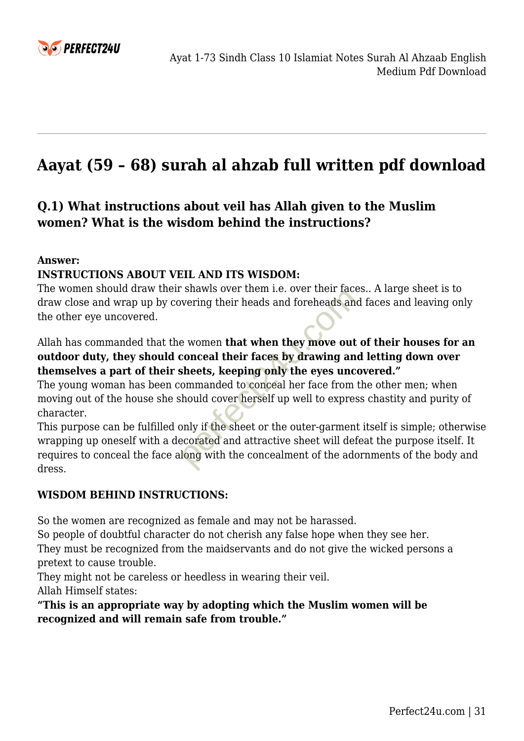## Aayat (59 – 68) surah al ahzab full written pdf download

### Q.1) What instructions about veil has Allah given to the Muslim women? What is the wisdom behind the instructions?

**Answer:**
**INSTRUCTIONS ABOUT VEIL AND ITS WISDOM:**
The women should draw their shawls over them i.e. over their faces.. A large sheet is to draw close and wrap up by covering their heads and foreheads and faces and leaving only the other eye uncovered.

Allah has commanded that the women **that when they move out of their houses for an outdoor duty, they should conceal their faces by drawing and letting down over themselves a part of their sheets, keeping only the eyes uncovered."**
The young woman has been commanded to conceal her face from the other men; when moving out of the house she should cover herself up well to express chastity and purity of character.
This purpose can be fulfilled only if the sheet or the outer-garment itself is simple; otherwise wrapping up oneself with a decorated and attractive sheet will defeat the purpose itself. It requires to conceal the face along with the concealment of the adornments of the body and dress.

**WISDOM BEHIND INSTRUCTIONS:**

So the women are recognized as female and may not be harassed.
So people of doubtful character do not cherish any false hope when they see her.
They must be recognized from the maidservants and do not give the wicked persons a pretext to cause trouble.
They might not be careless or heedless in wearing their veil.
Allah Himself states:
**"This is an appropriate way by adopting which the Muslim women will be recognized and will remain safe from trouble."**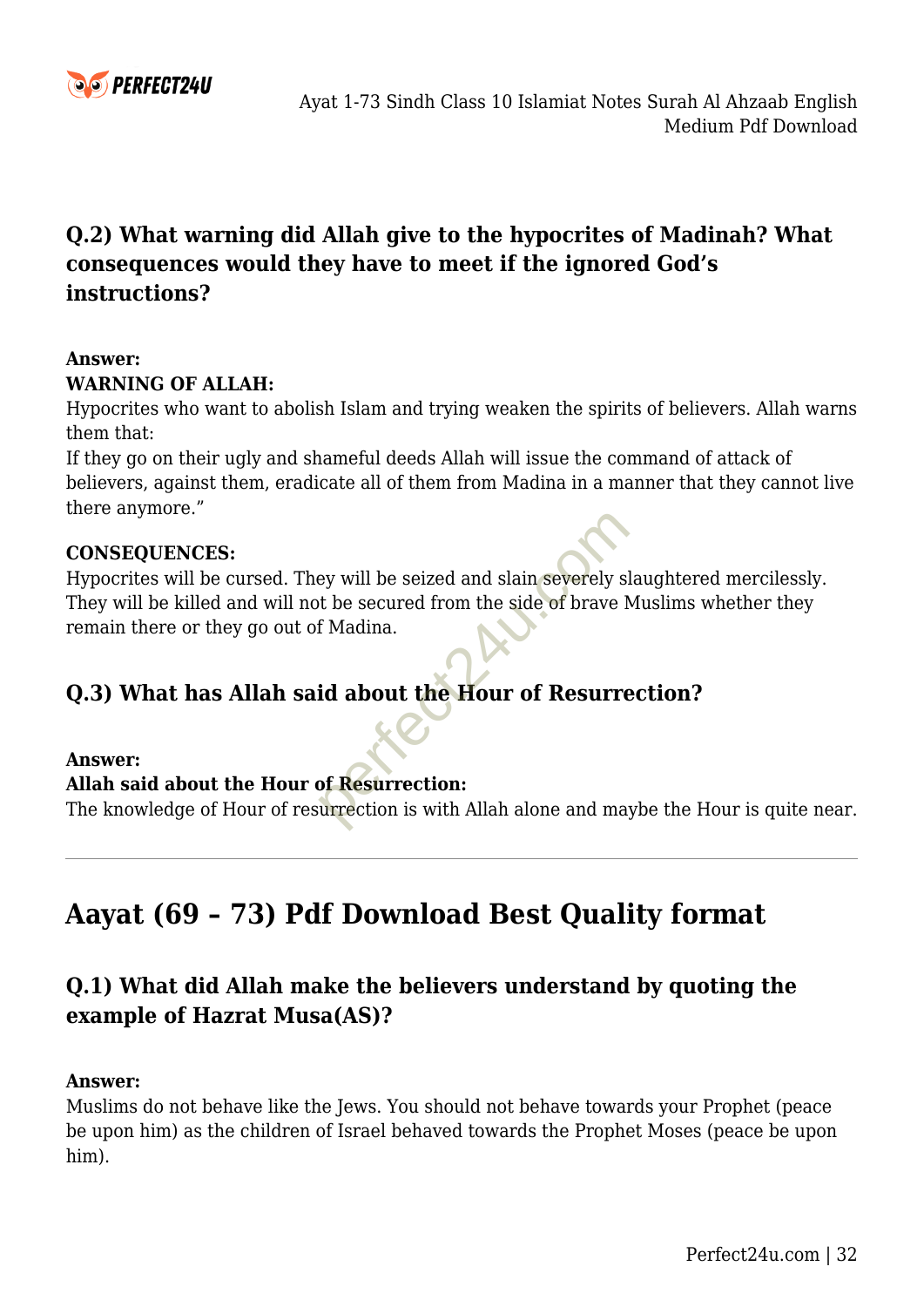## Q.2) What warning did Allah give to the hypocrites of Madinah? What consequences would they have to meet if the ignored God's instructions?

**Answer:**
**WARNING OF ALLAH:**
Hypocrites who want to abolish Islam and trying weaken the spirits of believers. Allah warns them that:
If they go on their ugly and shameful deeds Allah will issue the command of attack of believers, against them, eradicate all of them from Madina in a manner that they cannot live there anymore."

**CONSEQUENCES:**
Hypocrites will be cursed. They will be seized and slain severely slaughtered mercilessly. They will be killed and will not be secured from the side of brave Muslims whether they remain there or they go out of Madina.

## Q.3) What has Allah said about the Hour of Resurrection?

**Answer:**
**Allah said about the Hour of Resurrection:**
The knowledge of Hour of resurrection is with Allah alone and maybe the Hour is quite near.

---

# Aayat (69 – 73) Pdf Download Best Quality format

## Q.1) What did Allah make the believers understand by quoting the example of Hazrat Musa(AS)?

**Answer:**
Muslims do not behave like the Jews. You should not behave towards your Prophet (peace be upon him) as the children of Israel behaved towards the Prophet Moses (peace be upon him).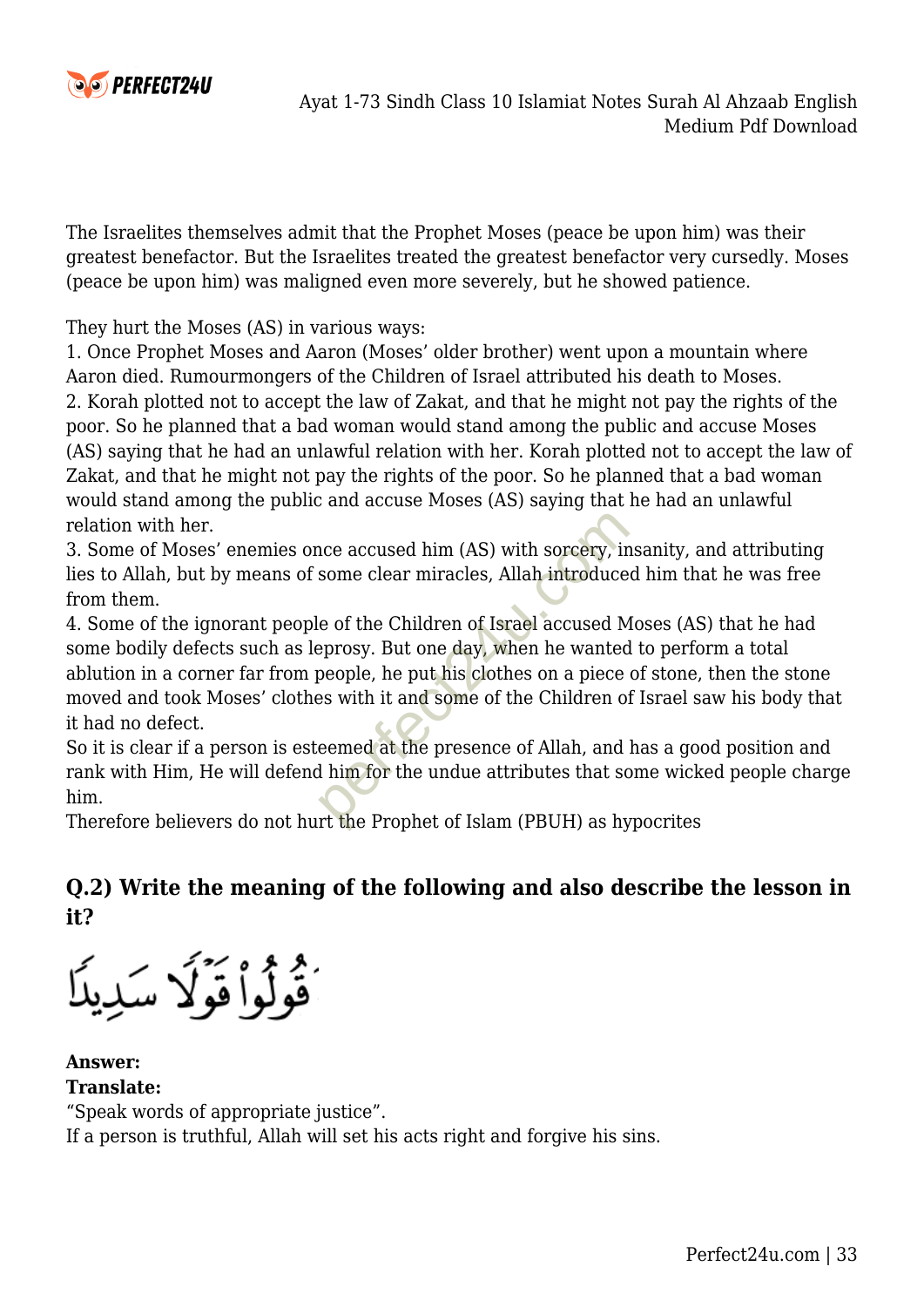The Israelites themselves admit that the Prophet Moses (peace be upon him) was their greatest benefactor. But the Israelites treated the greatest benefactor very cursedly. Moses (peace be upon him) was maligned even more severely, but he showed patience.

They hurt the Moses (AS) in various ways:

1. Once Prophet Moses and Aaron (Moses' older brother) went upon a mountain where Aaron died. Rumourmongers of the Children of Israel attributed his death to Moses.
2. Korah plotted not to accept the law of Zakat, and that he might not pay the rights of the poor. So he planned that a bad woman would stand among the public and accuse Moses (AS) saying that he had an unlawful relation with her. Korah plotted not to accept the law of Zakat, and that he might not pay the rights of the poor. So he planned that a bad woman would stand among the public and accuse Moses (AS) saying that he had an unlawful relation with her.
3. Some of Moses' enemies once accused him (AS) with sorcery, insanity, and attributing lies to Allah, but by means of some clear miracles, Allah introduced him that he was free from them.
4. Some of the ignorant people of the Children of Israel accused Moses (AS) that he had some bodily defects such as leprosy. But one day, when he wanted to perform a total ablution in a corner far from people, he put his clothes on a piece of stone, then the stone moved and took Moses' clothes with it and some of the Children of Israel saw his body that it had no defect.

So it is clear if a person is esteemed at the presence of Allah, and has a good position and rank with Him, He will defend him for the undue attributes that some wicked people charge him.

Therefore believers do not hurt the Prophet of Islam (PBUH) as hypocrites

### Q.2) Write the meaning of the following and also describe the lesson in it?

قُولُوا قَوْلًا سَدِيدًا

**Answer:**
**Translate:**
"Speak words of appropriate justice".
If a person is truthful, Allah will set his acts right and forgive his sins.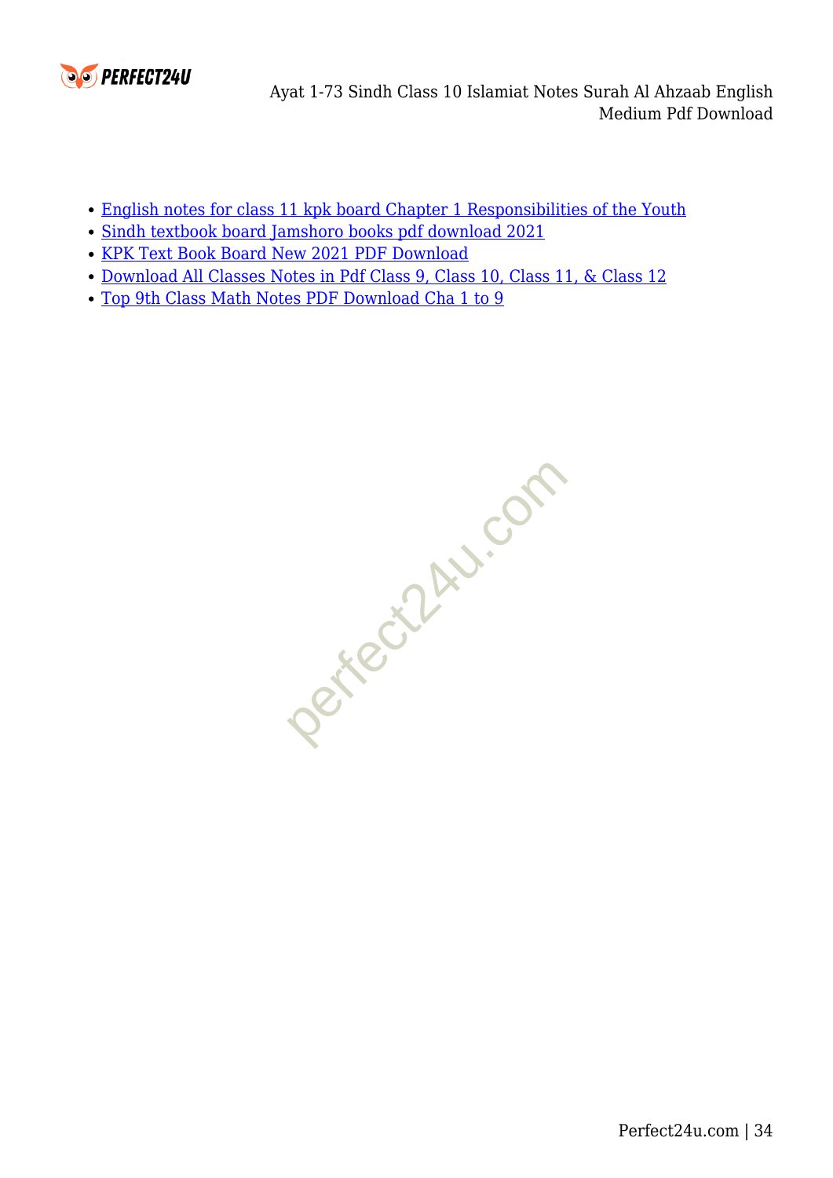- English notes for class 11 kpk board Chapter 1 Responsibilities of the Youth
- Sindh textbook board Jamshoro books pdf download 2021
- KPK Text Book Board New 2021 PDF Download
- Download All Classes Notes in Pdf Class 9, Class 10, Class 11, & Class 12
- Top 9th Class Math Notes PDF Download Cha 1 to 9